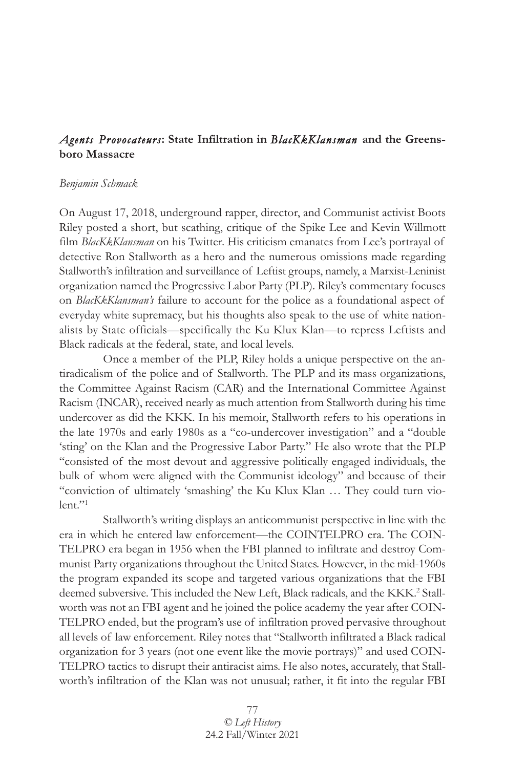## *Agents Provocateurs*: State Infiltration in *BlacKkKlansman* and the Greensboro Massacre

*Benjamin Schmack*

On August 17, 2018, underground rapper, director, and Communist activist Boots Riley posted a short, but scathing, critique of the Spike Lee and Kevin Willmott film *BlacKkKlansman* on his Twitter. His criticism emanates from Lee's portrayal of detective Ron Stallworth as a hero and the numerous omissions made regarding Stallworth's infiltration and surveillance of Leftist groups, namely, a Marxist-Leninist organization named the Progressive Labor Party (PLP). Riley's commentary focuses on *BlacKkKlansman's* failure to account for the police as a foundational aspect of everyday white supremacy, but his thoughts also speak to the use of white nationalists by State officials—specifically the Ku Klux Klan—to repress Leftists and Black radicals at the federal, state, and local levels.

Once a member of the PLP, Riley holds a unique perspective on the antiradicalism of the police and of Stallworth. The PLP and its mass organizations, the Committee Against Racism (CAR) and the International Committee Against Racism (INCAR), received nearly as much attention from Stallworth during his time undercover as did the KKK. In his memoir, Stallworth refers to his operations in the late 1970s and early 1980s as a "co-undercover investigation" and a "double 'sting' on the Klan and the Progressive Labor Party." He also wrote that the PLP "consisted of the most devout and aggressive politically engaged individuals, the bulk of whom were aligned with the Communist ideology" and because of their "conviction of ultimately 'smashing' the Ku Klux Klan … They could turn violent."[1]

Stallworth's writing displays an anticommunist perspective in line with the era in which he entered law enforcement—the COINTELPRO era. The COINTELPRO era began in 1956 when the FBI planned to infiltrate and destroy Communist Party organizations throughout the United States. However, in the mid-1960s the program expanded its scope and targeted various organizations that the FBI deemed subversive. This included the New Left, Black radicals, and the KKK.[2] Stallworth was not an FBI agent and he joined the police academy the year after COINTELPRO ended, but the program's use of infiltration proved pervasive throughout all levels of law enforcement. Riley notes that "Stallworth infiltrated a Black radical organization for 3 years (not one event like the movie portrays)" and used COINTELPRO tactics to disrupt their antiracist aims. He also notes, accurately, that Stallworth's infiltration of the Klan was not unusual; rather, it fit into the regular FBI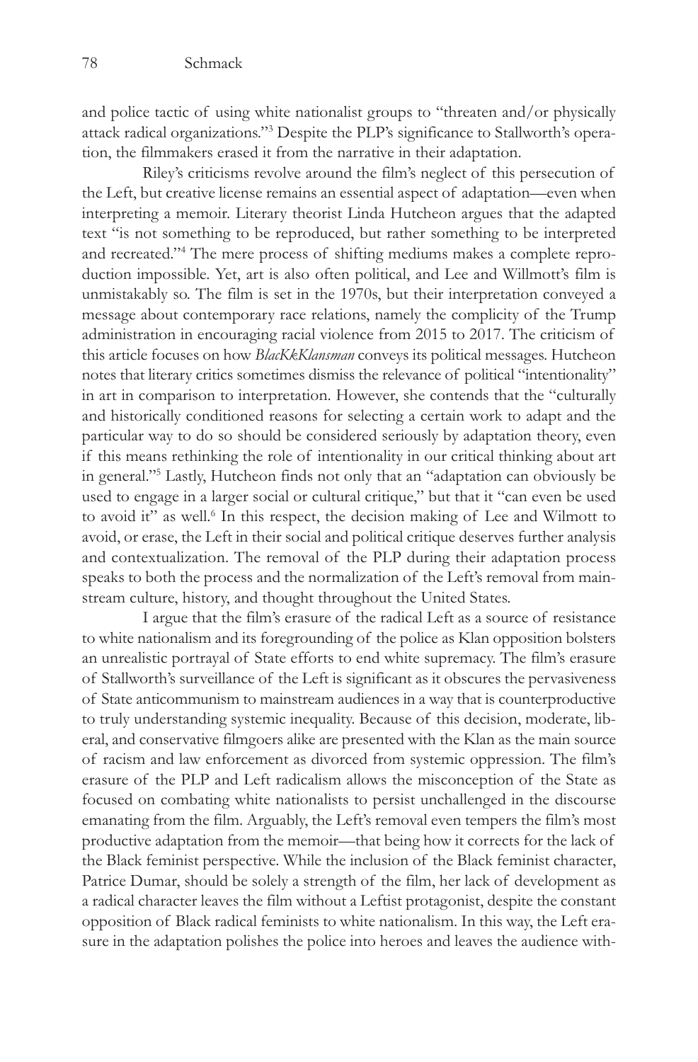and police tactic of using white nationalist groups to "threaten and/or physically attack radical organizations."[3] Despite the PLP's significance to Stallworth's operation, the filmmakers erased it from the narrative in their adaptation.

Riley's criticisms revolve around the film's neglect of this persecution of the Left, but creative license remains an essential aspect of adaptation—even when interpreting a memoir. Literary theorist Linda Hutcheon argues that the adapted text "is not something to be reproduced, but rather something to be interpreted and recreated."[4] The mere process of shifting mediums makes a complete reproduction impossible. Yet, art is also often political, and Lee and Willmott's film is unmistakably so. The film is set in the 1970s, but their interpretation conveyed a message about contemporary race relations, namely the complicity of the Trump administration in encouraging racial violence from 2015 to 2017. The criticism of this article focuses on how *BlacKkKlansman* conveys its political messages. Hutcheon notes that literary critics sometimes dismiss the relevance of political "intentionality" in art in comparison to interpretation. However, she contends that the "culturally and historically conditioned reasons for selecting a certain work to adapt and the particular way to do so should be considered seriously by adaptation theory, even if this means rethinking the role of intentionality in our critical thinking about art in general."[5] Lastly, Hutcheon finds not only that an "adaptation can obviously be used to engage in a larger social or cultural critique," but that it "can even be used to avoid it" as well.[6] In this respect, the decision making of Lee and Wilmott to avoid, or erase, the Left in their social and political critique deserves further analysis and contextualization. The removal of the PLP during their adaptation process speaks to both the process and the normalization of the Left's removal from mainstream culture, history, and thought throughout the United States.

I argue that the film's erasure of the radical Left as a source of resistance to white nationalism and its foregrounding of the police as Klan opposition bolsters an unrealistic portrayal of State efforts to end white supremacy. The film's erasure of Stallworth's surveillance of the Left is significant as it obscures the pervasiveness of State anticommunism to mainstream audiences in a way that is counterproductive to truly understanding systemic inequality. Because of this decision, moderate, liberal, and conservative filmgoers alike are presented with the Klan as the main source of racism and law enforcement as divorced from systemic oppression. The film's erasure of the PLP and Left radicalism allows the misconception of the State as focused on combating white nationalists to persist unchallenged in the discourse emanating from the film. Arguably, the Left's removal even tempers the film's most productive adaptation from the memoir—that being how it corrects for the lack of the Black feminist perspective. While the inclusion of the Black feminist character, Patrice Dumar, should be solely a strength of the film, her lack of development as a radical character leaves the film without a Leftist protagonist, despite the constant opposition of Black radical feminists to white nationalism. In this way, the Left erasure in the adaptation polishes the police into heroes and leaves the audience with-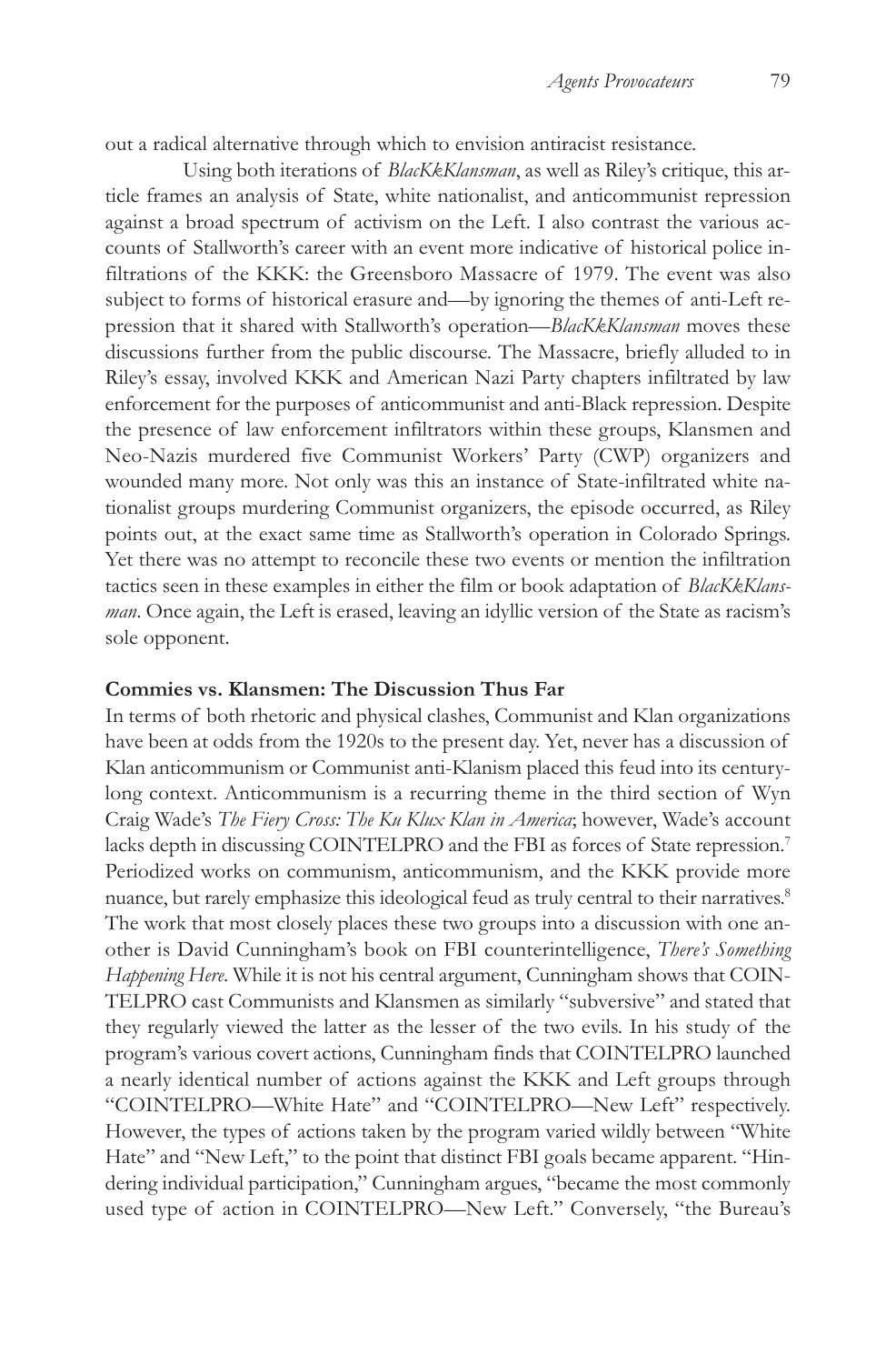out a radical alternative through which to envision antiracist resistance.

Using both iterations of *BlacKkKlansman*, as well as Riley's critique, this article frames an analysis of State, white nationalist, and anticommunist repression against a broad spectrum of activism on the Left. I also contrast the various accounts of Stallworth's career with an event more indicative of historical police infiltrations of the KKK: the Greensboro Massacre of 1979. The event was also subject to forms of historical erasure and—by ignoring the themes of anti-Left repression that it shared with Stallworth's operation—*BlacKkKlansman* moves these discussions further from the public discourse. The Massacre, briefly alluded to in Riley's essay, involved KKK and American Nazi Party chapters infiltrated by law enforcement for the purposes of anticommunist and anti-Black repression. Despite the presence of law enforcement infiltrators within these groups, Klansmen and Neo-Nazis murdered five Communist Workers' Party (CWP) organizers and wounded many more. Not only was this an instance of State-infiltrated white nationalist groups murdering Communist organizers, the episode occurred, as Riley points out, at the exact same time as Stallworth's operation in Colorado Springs. Yet there was no attempt to reconcile these two events or mention the infiltration tactics seen in these examples in either the film or book adaptation of *BlacKkKlansman*. Once again, the Left is erased, leaving an idyllic version of the State as racism's sole opponent.

**Commies vs. Klansmen: The Discussion Thus Far**

In terms of both rhetoric and physical clashes, Communist and Klan organizations have been at odds from the 1920s to the present day. Yet, never has a discussion of Klan anticommunism or Communist anti-Klanism placed this feud into its century-long context. Anticommunism is a recurring theme in the third section of Wyn Craig Wade's *The Fiery Cross: The Ku Klux Klan in America*; however, Wade's account lacks depth in discussing COINTELPRO and the FBI as forces of State repression.[7] Periodized works on communism, anticommunism, and the KKK provide more nuance, but rarely emphasize this ideological feud as truly central to their narratives.[8] The work that most closely places these two groups into a discussion with one another is David Cunningham's book on FBI counterintelligence, *There's Something Happening Here*. While it is not his central argument, Cunningham shows that COINTELPRO cast Communists and Klansmen as similarly "subversive" and stated that they regularly viewed the latter as the lesser of the two evils. In his study of the program's various covert actions, Cunningham finds that COINTELPRO launched a nearly identical number of actions against the KKK and Left groups through "COINTELPRO—White Hate" and "COINTELPRO—New Left" respectively. However, the types of actions taken by the program varied wildly between "White Hate" and "New Left," to the point that distinct FBI goals became apparent. "Hindering individual participation," Cunningham argues, "became the most commonly used type of action in COINTELPRO—New Left." Conversely, "the Bureau's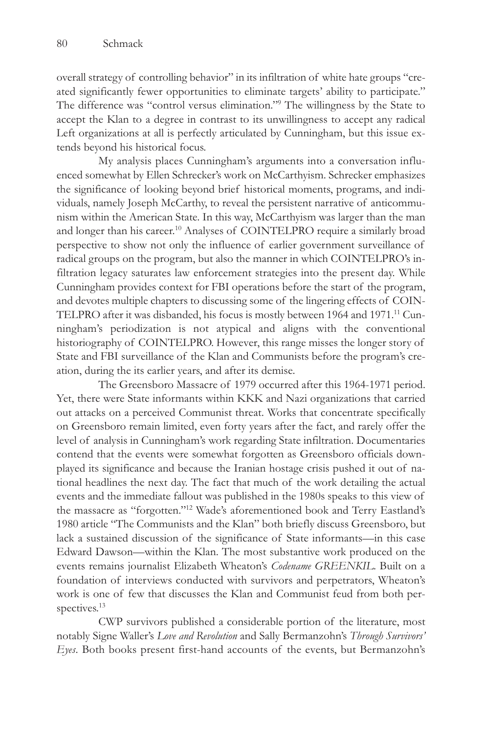overall strategy of controlling behavior" in its infiltration of white hate groups "created significantly fewer opportunities to eliminate targets' ability to participate." The difference was "control versus elimination."[9] The willingness by the State to accept the Klan to a degree in contrast to its unwillingness to accept any radical Left organizations at all is perfectly articulated by Cunningham, but this issue extends beyond his historical focus.

My analysis places Cunningham's arguments into a conversation influenced somewhat by Ellen Schrecker's work on McCarthyism. Schrecker emphasizes the significance of looking beyond brief historical moments, programs, and individuals, namely Joseph McCarthy, to reveal the persistent narrative of anticommunism within the American State. In this way, McCarthyism was larger than the man and longer than his career.[10] Analyses of COINTELPRO require a similarly broad perspective to show not only the influence of earlier government surveillance of radical groups on the program, but also the manner in which COINTELPRO's infiltration legacy saturates law enforcement strategies into the present day. While Cunningham provides context for FBI operations before the start of the program, and devotes multiple chapters to discussing some of the lingering effects of COINTELPRO after it was disbanded, his focus is mostly between 1964 and 1971.[11] Cunningham's periodization is not atypical and aligns with the conventional historiography of COINTELPRO. However, this range misses the longer story of State and FBI surveillance of the Klan and Communists before the program's creation, during the its earlier years, and after its demise.

The Greensboro Massacre of 1979 occurred after this 1964-1971 period. Yet, there were State informants within KKK and Nazi organizations that carried out attacks on a perceived Communist threat. Works that concentrate specifically on Greensboro remain limited, even forty years after the fact, and rarely offer the level of analysis in Cunningham's work regarding State infiltration. Documentaries contend that the events were somewhat forgotten as Greensboro officials downplayed its significance and because the Iranian hostage crisis pushed it out of national headlines the next day. The fact that much of the work detailing the actual events and the immediate fallout was published in the 1980s speaks to this view of the massacre as "forgotten."[12] Wade's aforementioned book and Terry Eastland's 1980 article "The Communists and the Klan" both briefly discuss Greensboro, but lack a sustained discussion of the significance of State informants—in this case Edward Dawson—within the Klan. The most substantive work produced on the events remains journalist Elizabeth Wheaton's *Codename GREENKIL*. Built on a foundation of interviews conducted with survivors and perpetrators, Wheaton's work is one of few that discusses the Klan and Communist feud from both perspectives.[13]

CWP survivors published a considerable portion of the literature, most notably Signe Waller's *Love and Revolution* and Sally Bermanzohn's *Through Survivors' Eyes*. Both books present first-hand accounts of the events, but Bermanzohn's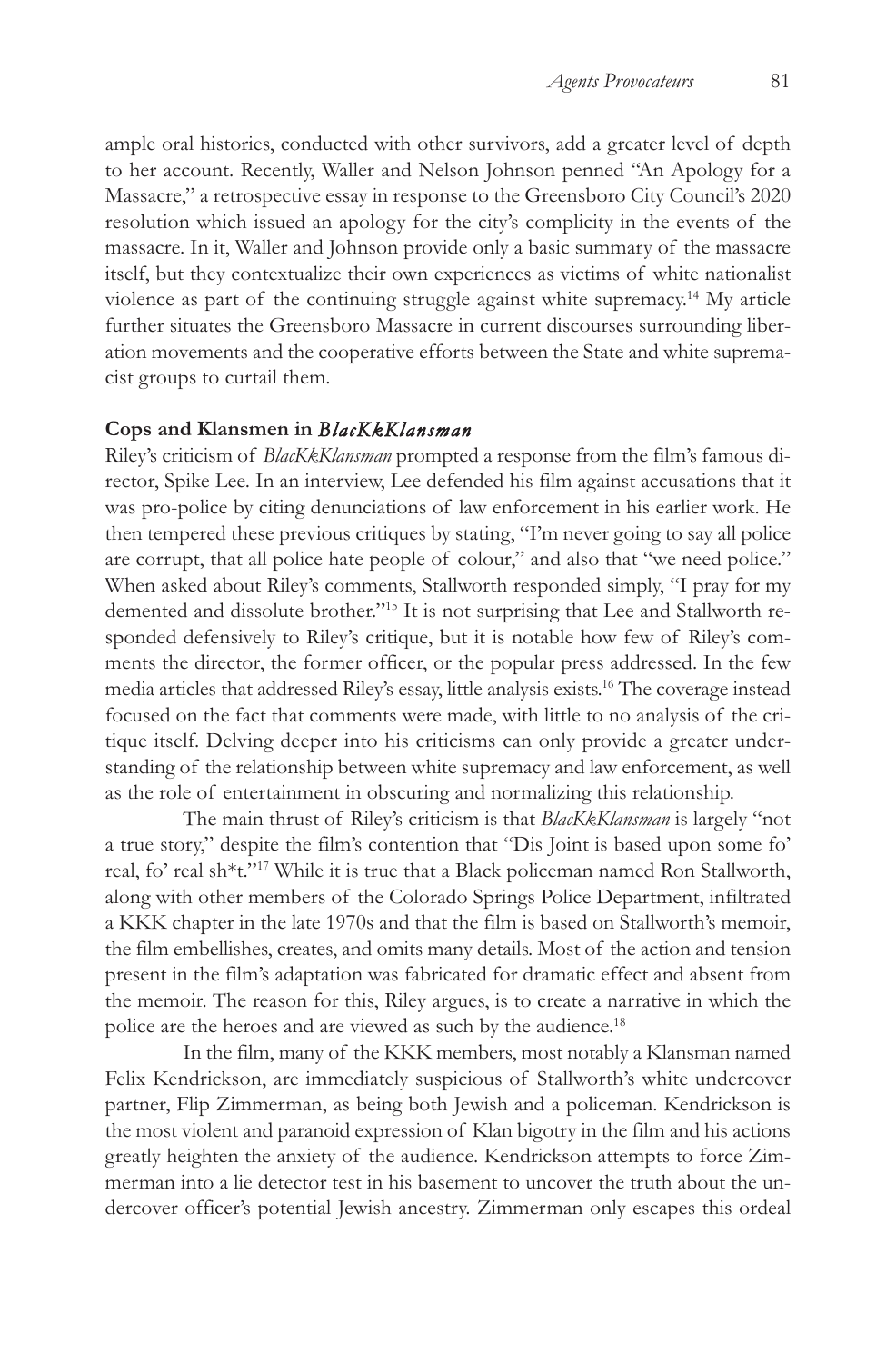ample oral histories, conducted with other survivors, add a greater level of depth to her account. Recently, Waller and Nelson Johnson penned "An Apology for a Massacre," a retrospective essay in response to the Greensboro City Council's 2020 resolution which issued an apology for the city's complicity in the events of the massacre. In it, Waller and Johnson provide only a basic summary of the massacre itself, but they contextualize their own experiences as victims of white nationalist violence as part of the continuing struggle against white supremacy.[14] My article further situates the Greensboro Massacre in current discourses surrounding liberation movements and the cooperative efforts between the State and white supremacist groups to curtail them.

### Cops and Klansmen in *BlacKkKlansman*

Riley's criticism of *BlacKkKlansman* prompted a response from the film's famous director, Spike Lee. In an interview, Lee defended his film against accusations that it was pro-police by citing denunciations of law enforcement in his earlier work. He then tempered these previous critiques by stating, "I'm never going to say all police are corrupt, that all police hate people of colour," and also that "we need police." When asked about Riley's comments, Stallworth responded simply, "I pray for my demented and dissolute brother."[15] It is not surprising that Lee and Stallworth responded defensively to Riley's critique, but it is notable how few of Riley's comments the director, the former officer, or the popular press addressed. In the few media articles that addressed Riley's essay, little analysis exists.[16] The coverage instead focused on the fact that comments were made, with little to no analysis of the critique itself. Delving deeper into his criticisms can only provide a greater understanding of the relationship between white supremacy and law enforcement, as well as the role of entertainment in obscuring and normalizing this relationship.

The main thrust of Riley's criticism is that *BlacKkKlansman* is largely "not a true story," despite the film's contention that "Dis Joint is based upon some fo' real, fo' real sh*t."[17] While it is true that a Black policeman named Ron Stallworth, along with other members of the Colorado Springs Police Department, infiltrated a KKK chapter in the late 1970s and that the film is based on Stallworth's memoir, the film embellishes, creates, and omits many details. Most of the action and tension present in the film's adaptation was fabricated for dramatic effect and absent from the memoir. The reason for this, Riley argues, is to create a narrative in which the police are the heroes and are viewed as such by the audience.[18]

In the film, many of the KKK members, most notably a Klansman named Felix Kendrickson, are immediately suspicious of Stallworth's white undercover partner, Flip Zimmerman, as being both Jewish and a policeman. Kendrickson is the most violent and paranoid expression of Klan bigotry in the film and his actions greatly heighten the anxiety of the audience. Kendrickson attempts to force Zimmerman into a lie detector test in his basement to uncover the truth about the undercover officer's potential Jewish ancestry. Zimmerman only escapes this ordeal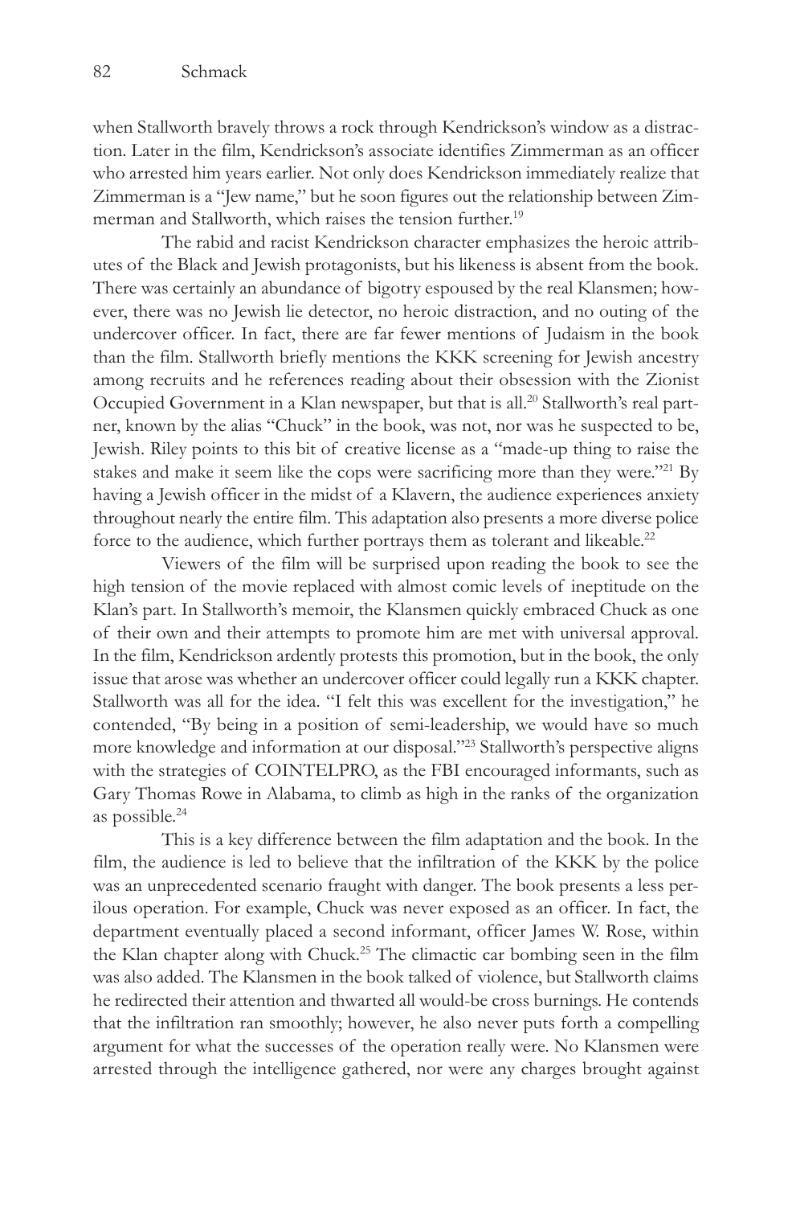when Stallworth bravely throws a rock through Kendrickson's window as a distraction. Later in the film, Kendrickson's associate identifies Zimmerman as an officer who arrested him years earlier. Not only does Kendrickson immediately realize that Zimmerman is a "Jew name," but he soon figures out the relationship between Zimmerman and Stallworth, which raises the tension further.[19]

The rabid and racist Kendrickson character emphasizes the heroic attributes of the Black and Jewish protagonists, but his likeness is absent from the book. There was certainly an abundance of bigotry espoused by the real Klansmen; however, there was no Jewish lie detector, no heroic distraction, and no outing of the undercover officer. In fact, there are far fewer mentions of Judaism in the book than the film. Stallworth briefly mentions the KKK screening for Jewish ancestry among recruits and he references reading about their obsession with the Zionist Occupied Government in a Klan newspaper, but that is all.[20] Stallworth's real partner, known by the alias "Chuck" in the book, was not, nor was he suspected to be, Jewish. Riley points to this bit of creative license as a "made-up thing to raise the stakes and make it seem like the cops were sacrificing more than they were."[21] By having a Jewish officer in the midst of a Klavern, the audience experiences anxiety throughout nearly the entire film. This adaptation also presents a more diverse police force to the audience, which further portrays them as tolerant and likeable.[22]

Viewers of the film will be surprised upon reading the book to see the high tension of the movie replaced with almost comic levels of ineptitude on the Klan's part. In Stallworth's memoir, the Klansmen quickly embraced Chuck as one of their own and their attempts to promote him are met with universal approval. In the film, Kendrickson ardently protests this promotion, but in the book, the only issue that arose was whether an undercover officer could legally run a KKK chapter. Stallworth was all for the idea. "I felt this was excellent for the investigation," he contended, "By being in a position of semi-leadership, we would have so much more knowledge and information at our disposal."[23] Stallworth's perspective aligns with the strategies of COINTELPRO, as the FBI encouraged informants, such as Gary Thomas Rowe in Alabama, to climb as high in the ranks of the organization as possible.[24]

This is a key difference between the film adaptation and the book. In the film, the audience is led to believe that the infiltration of the KKK by the police was an unprecedented scenario fraught with danger. The book presents a less perilous operation. For example, Chuck was never exposed as an officer. In fact, the department eventually placed a second informant, officer James W. Rose, within the Klan chapter along with Chuck.[25] The climactic car bombing seen in the film was also added. The Klansmen in the book talked of violence, but Stallworth claims he redirected their attention and thwarted all would-be cross burnings. He contends that the infiltration ran smoothly; however, he also never puts forth a compelling argument for what the successes of the operation really were. No Klansmen were arrested through the intelligence gathered, nor were any charges brought against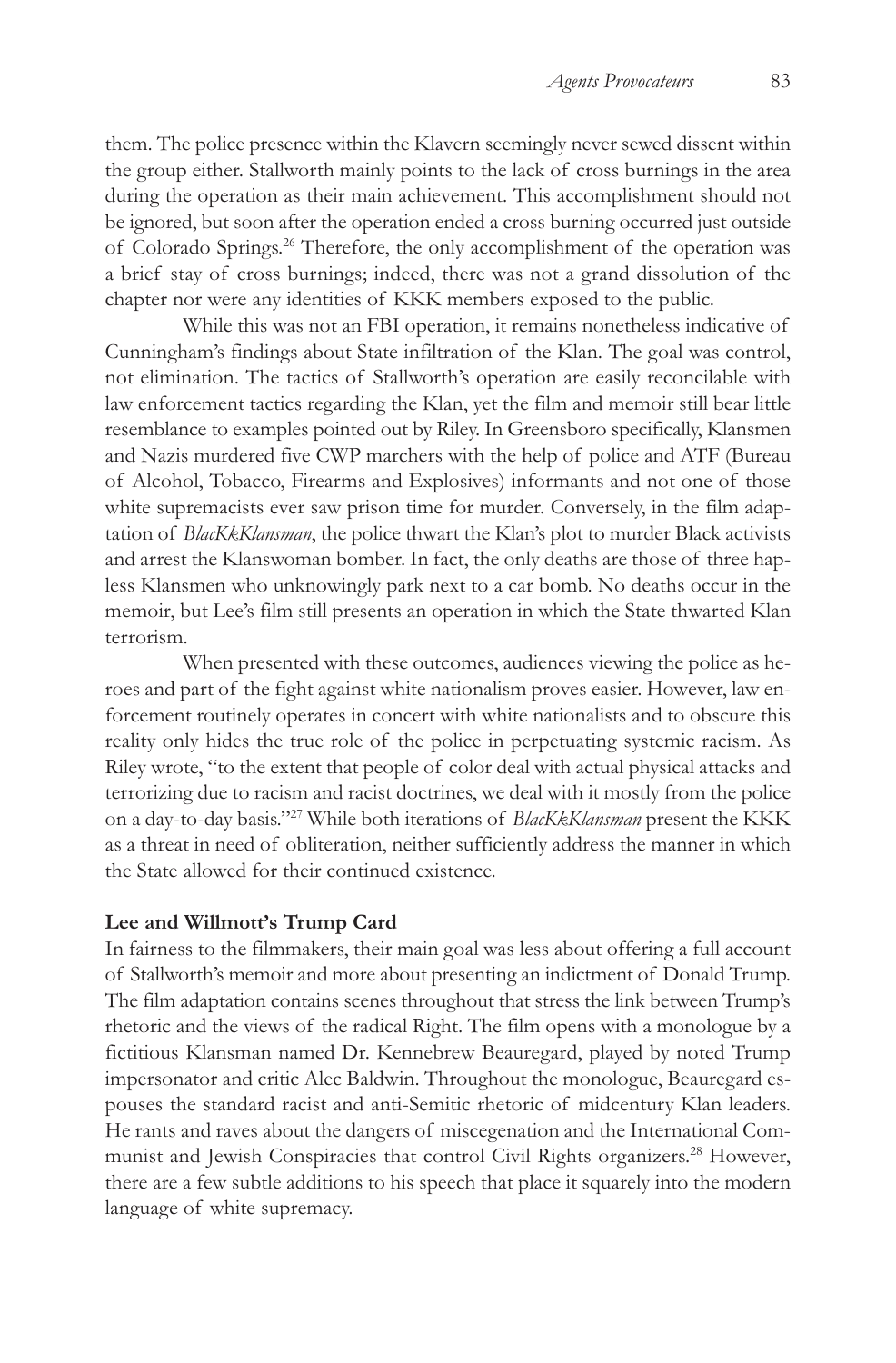them. The police presence within the Klavern seemingly never sewed dissent within the group either. Stallworth mainly points to the lack of cross burnings in the area during the operation as their main achievement. This accomplishment should not be ignored, but soon after the operation ended a cross burning occurred just outside of Colorado Springs.[26] Therefore, the only accomplishment of the operation was a brief stay of cross burnings; indeed, there was not a grand dissolution of the chapter nor were any identities of KKK members exposed to the public.

While this was not an FBI operation, it remains nonetheless indicative of Cunningham's findings about State infiltration of the Klan. The goal was control, not elimination. The tactics of Stallworth's operation are easily reconcilable with law enforcement tactics regarding the Klan, yet the film and memoir still bear little resemblance to examples pointed out by Riley. In Greensboro specifically, Klansmen and Nazis murdered five CWP marchers with the help of police and ATF (Bureau of Alcohol, Tobacco, Firearms and Explosives) informants and not one of those white supremacists ever saw prison time for murder. Conversely, in the film adaptation of *BlacKkKlansman*, the police thwart the Klan's plot to murder Black activists and arrest the Klanswoman bomber. In fact, the only deaths are those of three hapless Klansmen who unknowingly park next to a car bomb. No deaths occur in the memoir, but Lee's film still presents an operation in which the State thwarted Klan terrorism.

When presented with these outcomes, audiences viewing the police as heroes and part of the fight against white nationalism proves easier. However, law enforcement routinely operates in concert with white nationalists and to obscure this reality only hides the true role of the police in perpetuating systemic racism. As Riley wrote, "to the extent that people of color deal with actual physical attacks and terrorizing due to racism and racist doctrines, we deal with it mostly from the police on a day-to-day basis."[27] While both iterations of *BlacKkKlansman* present the KKK as a threat in need of obliteration, neither sufficiently address the manner in which the State allowed for their continued existence.

**Lee and Willmott's Trump Card**

In fairness to the filmmakers, their main goal was less about offering a full account of Stallworth's memoir and more about presenting an indictment of Donald Trump. The film adaptation contains scenes throughout that stress the link between Trump's rhetoric and the views of the radical Right. The film opens with a monologue by a fictitious Klansman named Dr. Kennebrew Beauregard, played by noted Trump impersonator and critic Alec Baldwin. Throughout the monologue, Beauregard espouses the standard racist and anti-Semitic rhetoric of midcentury Klan leaders. He rants and raves about the dangers of miscegenation and the International Communist and Jewish Conspiracies that control Civil Rights organizers.[28] However, there are a few subtle additions to his speech that place it squarely into the modern language of white supremacy.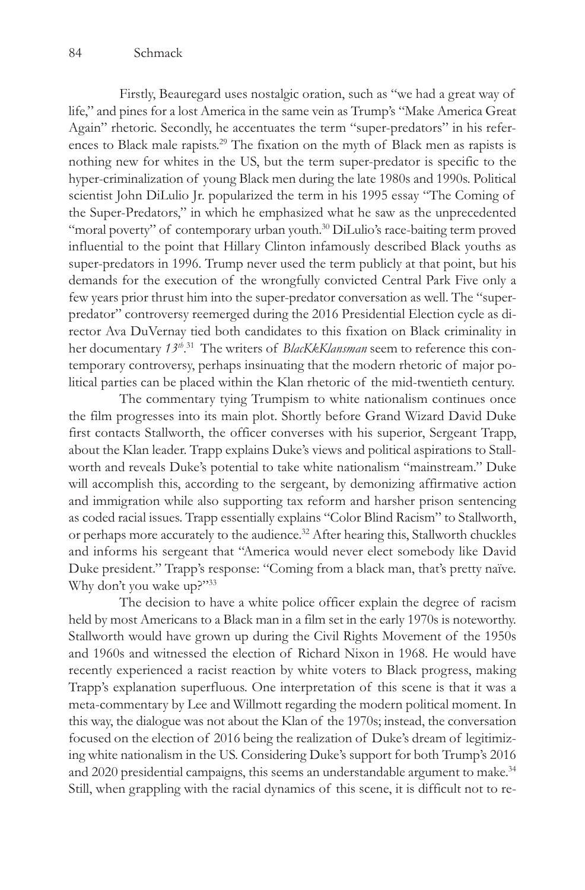Firstly, Beauregard uses nostalgic oration, such as "we had a great way of life," and pines for a lost America in the same vein as Trump's "Make America Great Again" rhetoric. Secondly, he accentuates the term "super-predators" in his references to Black male rapists.[29] The fixation on the myth of Black men as rapists is nothing new for whites in the US, but the term super-predator is specific to the hyper-criminalization of young Black men during the late 1980s and 1990s. Political scientist John DiLulio Jr. popularized the term in his 1995 essay "The Coming of the Super-Predators," in which he emphasized what he saw as the unprecedented "moral poverty" of contemporary urban youth.[30] DiLulio's race-baiting term proved influential to the point that Hillary Clinton infamously described Black youths as super-predators in 1996. Trump never used the term publicly at that point, but his demands for the execution of the wrongfully convicted Central Park Five only a few years prior thrust him into the super-predator conversation as well. The "super-predator" controversy reemerged during the 2016 Presidential Election cycle as director Ava DuVernay tied both candidates to this fixation on Black criminality in her documentary *13th*.[31] The writers of *BlacKkKlansman* seem to reference this contemporary controversy, perhaps insinuating that the modern rhetoric of major political parties can be placed within the Klan rhetoric of the mid-twentieth century.

The commentary tying Trumpism to white nationalism continues once the film progresses into its main plot. Shortly before Grand Wizard David Duke first contacts Stallworth, the officer converses with his superior, Sergeant Trapp, about the Klan leader. Trapp explains Duke's views and political aspirations to Stallworth and reveals Duke's potential to take white nationalism "mainstream." Duke will accomplish this, according to the sergeant, by demonizing affirmative action and immigration while also supporting tax reform and harsher prison sentencing as coded racial issues. Trapp essentially explains "Color Blind Racism" to Stallworth, or perhaps more accurately to the audience.[32] After hearing this, Stallworth chuckles and informs his sergeant that "America would never elect somebody like David Duke president." Trapp's response: "Coming from a black man, that's pretty naïve. Why don't you wake up?"[33]

The decision to have a white police officer explain the degree of racism held by most Americans to a Black man in a film set in the early 1970s is noteworthy. Stallworth would have grown up during the Civil Rights Movement of the 1950s and 1960s and witnessed the election of Richard Nixon in 1968. He would have recently experienced a racist reaction by white voters to Black progress, making Trapp's explanation superfluous. One interpretation of this scene is that it was a meta-commentary by Lee and Willmott regarding the modern political moment. In this way, the dialogue was not about the Klan of the 1970s; instead, the conversation focused on the election of 2016 being the realization of Duke's dream of legitimizing white nationalism in the US. Considering Duke's support for both Trump's 2016 and 2020 presidential campaigns, this seems an understandable argument to make.[34] Still, when grappling with the racial dynamics of this scene, it is difficult not to re-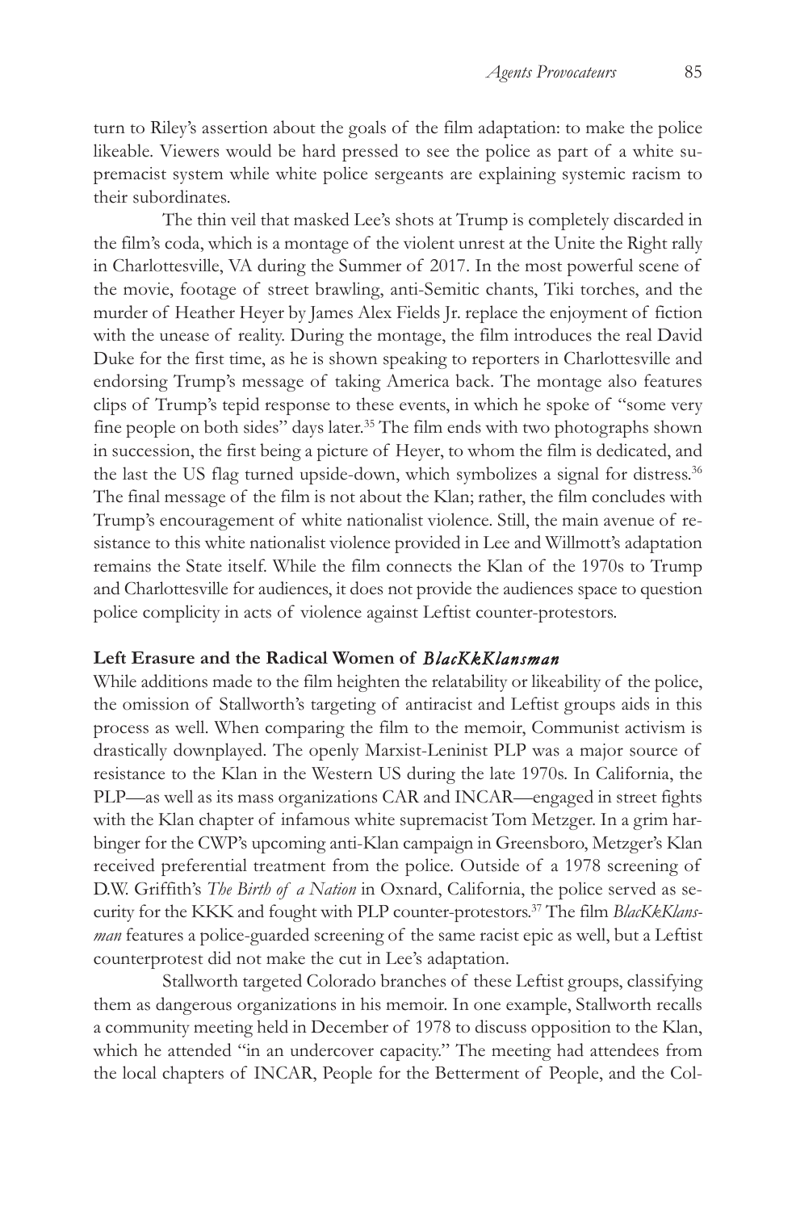turn to Riley's assertion about the goals of the film adaptation: to make the police likeable. Viewers would be hard pressed to see the police as part of a white supremacist system while white police sergeants are explaining systemic racism to their subordinates.

The thin veil that masked Lee's shots at Trump is completely discarded in the film's coda, which is a montage of the violent unrest at the Unite the Right rally in Charlottesville, VA during the Summer of 2017. In the most powerful scene of the movie, footage of street brawling, anti-Semitic chants, Tiki torches, and the murder of Heather Heyer by James Alex Fields Jr. replace the enjoyment of fiction with the unease of reality. During the montage, the film introduces the real David Duke for the first time, as he is shown speaking to reporters in Charlottesville and endorsing Trump's message of taking America back. The montage also features clips of Trump's tepid response to these events, in which he spoke of "some very fine people on both sides" days later.[35] The film ends with two photographs shown in succession, the first being a picture of Heyer, to whom the film is dedicated, and the last the US flag turned upside-down, which symbolizes a signal for distress.[36] The final message of the film is not about the Klan; rather, the film concludes with Trump's encouragement of white nationalist violence. Still, the main avenue of resistance to this white nationalist violence provided in Lee and Willmott's adaptation remains the State itself. While the film connects the Klan of the 1970s to Trump and Charlottesville for audiences, it does not provide the audiences space to question police complicity in acts of violence against Leftist counter-protestors.

### Left Erasure and the Radical Women of *BlacKkKlansman*

While additions made to the film heighten the relatability or likeability of the police, the omission of Stallworth's targeting of antiracist and Leftist groups aids in this process as well. When comparing the film to the memoir, Communist activism is drastically downplayed. The openly Marxist-Leninist PLP was a major source of resistance to the Klan in the Western US during the late 1970s. In California, the PLP—as well as its mass organizations CAR and INCAR—engaged in street fights with the Klan chapter of infamous white supremacist Tom Metzger. In a grim harbinger for the CWP's upcoming anti-Klan campaign in Greensboro, Metzger's Klan received preferential treatment from the police. Outside of a 1978 screening of D.W. Griffith's *The Birth of a Nation* in Oxnard, California, the police served as security for the KKK and fought with PLP counter-protestors.[37] The film *BlacKkKlansman* features a police-guarded screening of the same racist epic as well, but a Leftist counterprotest did not make the cut in Lee's adaptation.

Stallworth targeted Colorado branches of these Leftist groups, classifying them as dangerous organizations in his memoir. In one example, Stallworth recalls a community meeting held in December of 1978 to discuss opposition to the Klan, which he attended "in an undercover capacity." The meeting had attendees from the local chapters of INCAR, People for the Betterment of People, and the Col-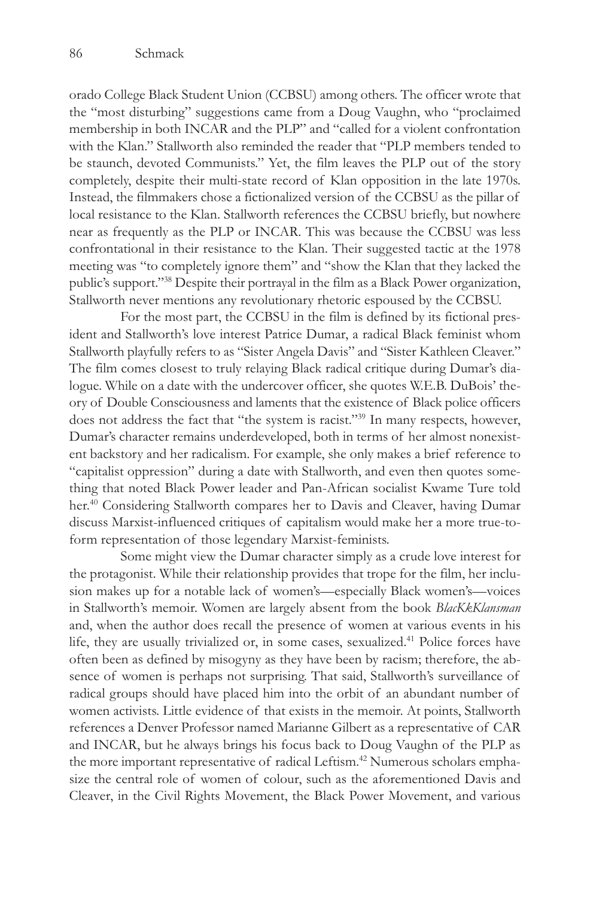orado College Black Student Union (CCBSU) among others. The officer wrote that the "most disturbing" suggestions came from a Doug Vaughn, who "proclaimed membership in both INCAR and the PLP" and "called for a violent confrontation with the Klan." Stallworth also reminded the reader that "PLP members tended to be staunch, devoted Communists." Yet, the film leaves the PLP out of the story completely, despite their multi-state record of Klan opposition in the late 1970s. Instead, the filmmakers chose a fictionalized version of the CCBSU as the pillar of local resistance to the Klan. Stallworth references the CCBSU briefly, but nowhere near as frequently as the PLP or INCAR. This was because the CCBSU was less confrontational in their resistance to the Klan. Their suggested tactic at the 1978 meeting was "to completely ignore them" and "show the Klan that they lacked the public's support."[38] Despite their portrayal in the film as a Black Power organization, Stallworth never mentions any revolutionary rhetoric espoused by the CCBSU.

For the most part, the CCBSU in the film is defined by its fictional president and Stallworth's love interest Patrice Dumar, a radical Black feminist whom Stallworth playfully refers to as "Sister Angela Davis" and "Sister Kathleen Cleaver." The film comes closest to truly relaying Black radical critique during Dumar's dialogue. While on a date with the undercover officer, she quotes W.E.B. DuBois' theory of Double Consciousness and laments that the existence of Black police officers does not address the fact that "the system is racist."[39] In many respects, however, Dumar's character remains underdeveloped, both in terms of her almost nonexistent backstory and her radicalism. For example, she only makes a brief reference to "capitalist oppression" during a date with Stallworth, and even then quotes something that noted Black Power leader and Pan-African socialist Kwame Ture told her.[40] Considering Stallworth compares her to Davis and Cleaver, having Dumar discuss Marxist-influenced critiques of capitalism would make her a more true-to-form representation of those legendary Marxist-feminists.

Some might view the Dumar character simply as a crude love interest for the protagonist. While their relationship provides that trope for the film, her inclusion makes up for a notable lack of women's—especially Black women's—voices in Stallworth's memoir. Women are largely absent from the book *BlacKkKlansman* and, when the author does recall the presence of women at various events in his life, they are usually trivialized or, in some cases, sexualized.[41] Police forces have often been as defined by misogyny as they have been by racism; therefore, the absence of women is perhaps not surprising. That said, Stallworth's surveillance of radical groups should have placed him into the orbit of an abundant number of women activists. Little evidence of that exists in the memoir. At points, Stallworth references a Denver Professor named Marianne Gilbert as a representative of CAR and INCAR, but he always brings his focus back to Doug Vaughn of the PLP as the more important representative of radical Leftism.[42] Numerous scholars emphasize the central role of women of colour, such as the aforementioned Davis and Cleaver, in the Civil Rights Movement, the Black Power Movement, and various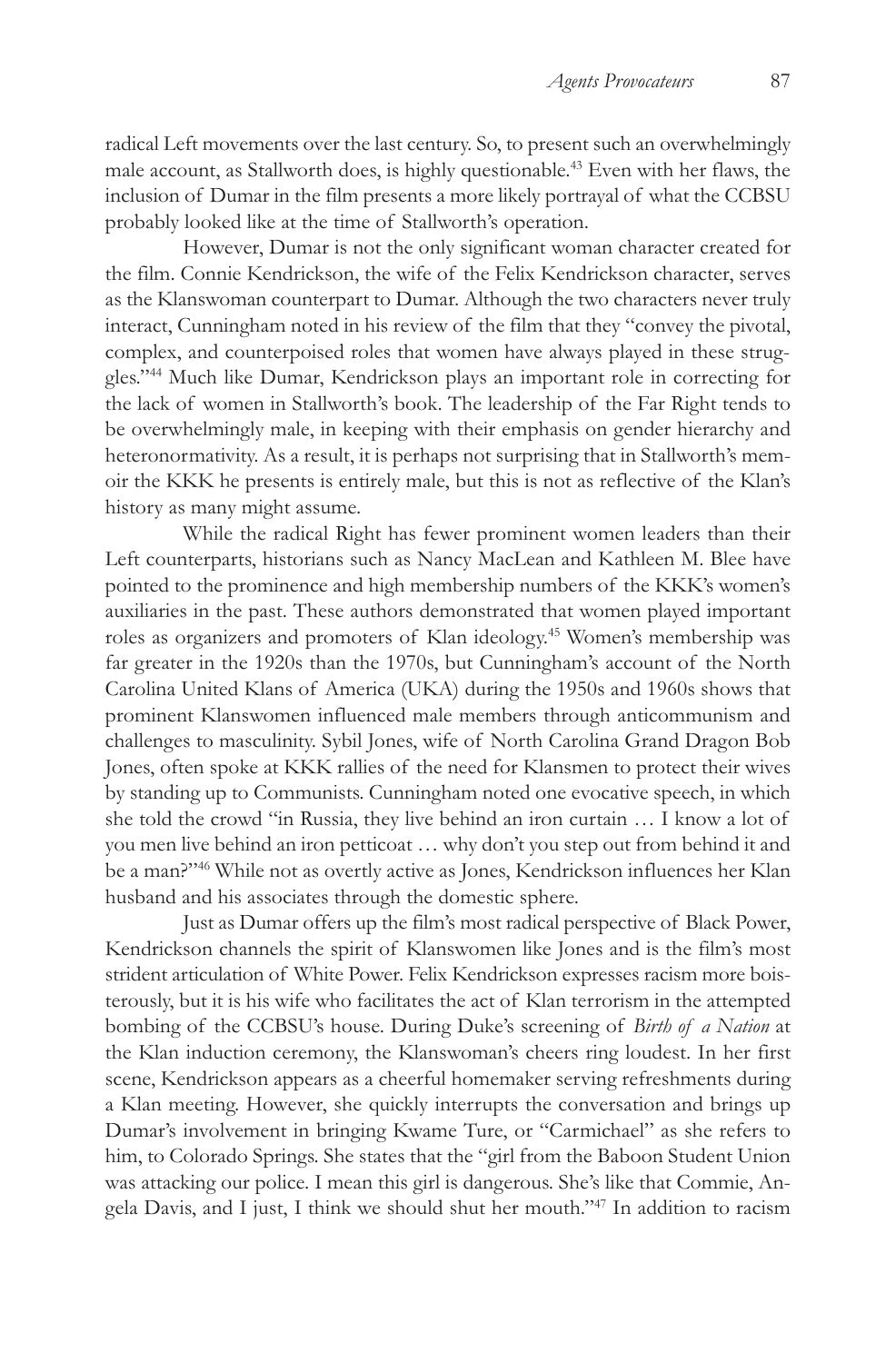radical Left movements over the last century. So, to present such an overwhelmingly male account, as Stallworth does, is highly questionable.[43] Even with her flaws, the inclusion of Dumar in the film presents a more likely portrayal of what the CCBSU probably looked like at the time of Stallworth's operation.

However, Dumar is not the only significant woman character created for the film. Connie Kendrickson, the wife of the Felix Kendrickson character, serves as the Klanswoman counterpart to Dumar. Although the two characters never truly interact, Cunningham noted in his review of the film that they "convey the pivotal, complex, and counterpoised roles that women have always played in these struggles."[44] Much like Dumar, Kendrickson plays an important role in correcting for the lack of women in Stallworth's book. The leadership of the Far Right tends to be overwhelmingly male, in keeping with their emphasis on gender hierarchy and heteronormativity. As a result, it is perhaps not surprising that in Stallworth's memoir the KKK he presents is entirely male, but this is not as reflective of the Klan's history as many might assume.

While the radical Right has fewer prominent women leaders than their Left counterparts, historians such as Nancy MacLean and Kathleen M. Blee have pointed to the prominence and high membership numbers of the KKK's women's auxiliaries in the past. These authors demonstrated that women played important roles as organizers and promoters of Klan ideology.[45] Women's membership was far greater in the 1920s than the 1970s, but Cunningham's account of the North Carolina United Klans of America (UKA) during the 1950s and 1960s shows that prominent Klanswomen influenced male members through anticommunism and challenges to masculinity. Sybil Jones, wife of North Carolina Grand Dragon Bob Jones, often spoke at KKK rallies of the need for Klansmen to protect their wives by standing up to Communists. Cunningham noted one evocative speech, in which she told the crowd "in Russia, they live behind an iron curtain … I know a lot of you men live behind an iron petticoat … why don't you step out from behind it and be a man?"[46] While not as overtly active as Jones, Kendrickson influences her Klan husband and his associates through the domestic sphere.

Just as Dumar offers up the film's most radical perspective of Black Power, Kendrickson channels the spirit of Klanswomen like Jones and is the film's most strident articulation of White Power. Felix Kendrickson expresses racism more boisterously, but it is his wife who facilitates the act of Klan terrorism in the attempted bombing of the CCBSU's house. During Duke's screening of *Birth of a Nation* at the Klan induction ceremony, the Klanswoman's cheers ring loudest. In her first scene, Kendrickson appears as a cheerful homemaker serving refreshments during a Klan meeting. However, she quickly interrupts the conversation and brings up Dumar's involvement in bringing Kwame Ture, or "Carmichael" as she refers to him, to Colorado Springs. She states that the "girl from the Baboon Student Union was attacking our police. I mean this girl is dangerous. She's like that Commie, Angela Davis, and I just, I think we should shut her mouth."[47] In addition to racism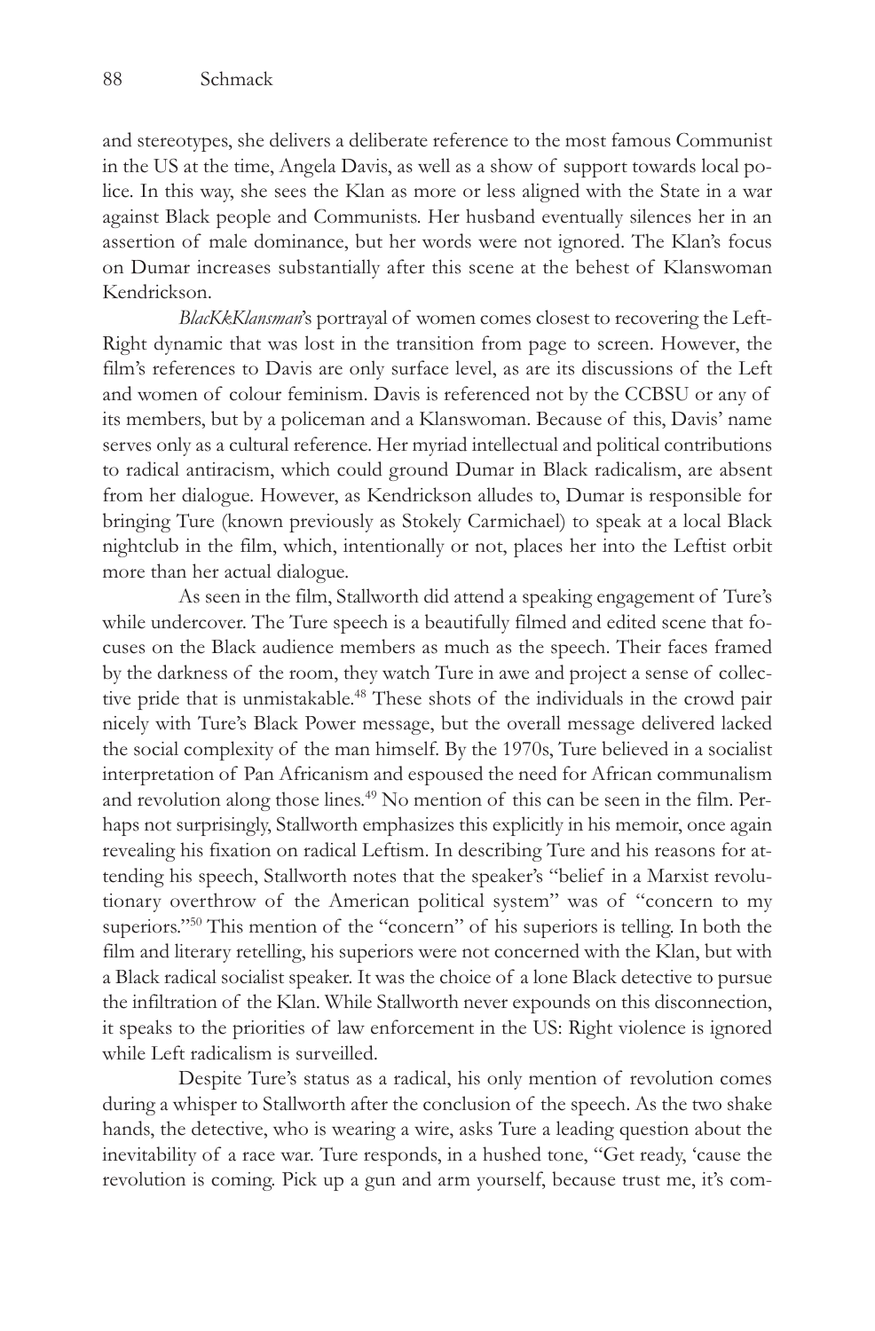and stereotypes, she delivers a deliberate reference to the most famous Communist in the US at the time, Angela Davis, as well as a show of support towards local police. In this way, she sees the Klan as more or less aligned with the State in a war against Black people and Communists. Her husband eventually silences her in an assertion of male dominance, but her words were not ignored. The Klan's focus on Dumar increases substantially after this scene at the behest of Klanswoman Kendrickson.

*BlacKkKlansman*'s portrayal of women comes closest to recovering the Left-Right dynamic that was lost in the transition from page to screen. However, the film's references to Davis are only surface level, as are its discussions of the Left and women of colour feminism. Davis is referenced not by the CCBSU or any of its members, but by a policeman and a Klanswoman. Because of this, Davis' name serves only as a cultural reference. Her myriad intellectual and political contributions to radical antiracism, which could ground Dumar in Black radicalism, are absent from her dialogue. However, as Kendrickson alludes to, Dumar is responsible for bringing Ture (known previously as Stokely Carmichael) to speak at a local Black nightclub in the film, which, intentionally or not, places her into the Leftist orbit more than her actual dialogue.

As seen in the film, Stallworth did attend a speaking engagement of Ture's while undercover. The Ture speech is a beautifully filmed and edited scene that focuses on the Black audience members as much as the speech. Their faces framed by the darkness of the room, they watch Ture in awe and project a sense of collective pride that is unmistakable.[48] These shots of the individuals in the crowd pair nicely with Ture's Black Power message, but the overall message delivered lacked the social complexity of the man himself. By the 1970s, Ture believed in a socialist interpretation of Pan Africanism and espoused the need for African communalism and revolution along those lines.[49] No mention of this can be seen in the film. Perhaps not surprisingly, Stallworth emphasizes this explicitly in his memoir, once again revealing his fixation on radical Leftism. In describing Ture and his reasons for attending his speech, Stallworth notes that the speaker's "belief in a Marxist revolutionary overthrow of the American political system" was of "concern to my superiors."[50] This mention of the "concern" of his superiors is telling. In both the film and literary retelling, his superiors were not concerned with the Klan, but with a Black radical socialist speaker. It was the choice of a lone Black detective to pursue the infiltration of the Klan. While Stallworth never expounds on this disconnection, it speaks to the priorities of law enforcement in the US: Right violence is ignored while Left radicalism is surveilled.

Despite Ture's status as a radical, his only mention of revolution comes during a whisper to Stallworth after the conclusion of the speech. As the two shake hands, the detective, who is wearing a wire, asks Ture a leading question about the inevitability of a race war. Ture responds, in a hushed tone, "Get ready, 'cause the revolution is coming. Pick up a gun and arm yourself, because trust me, it's com-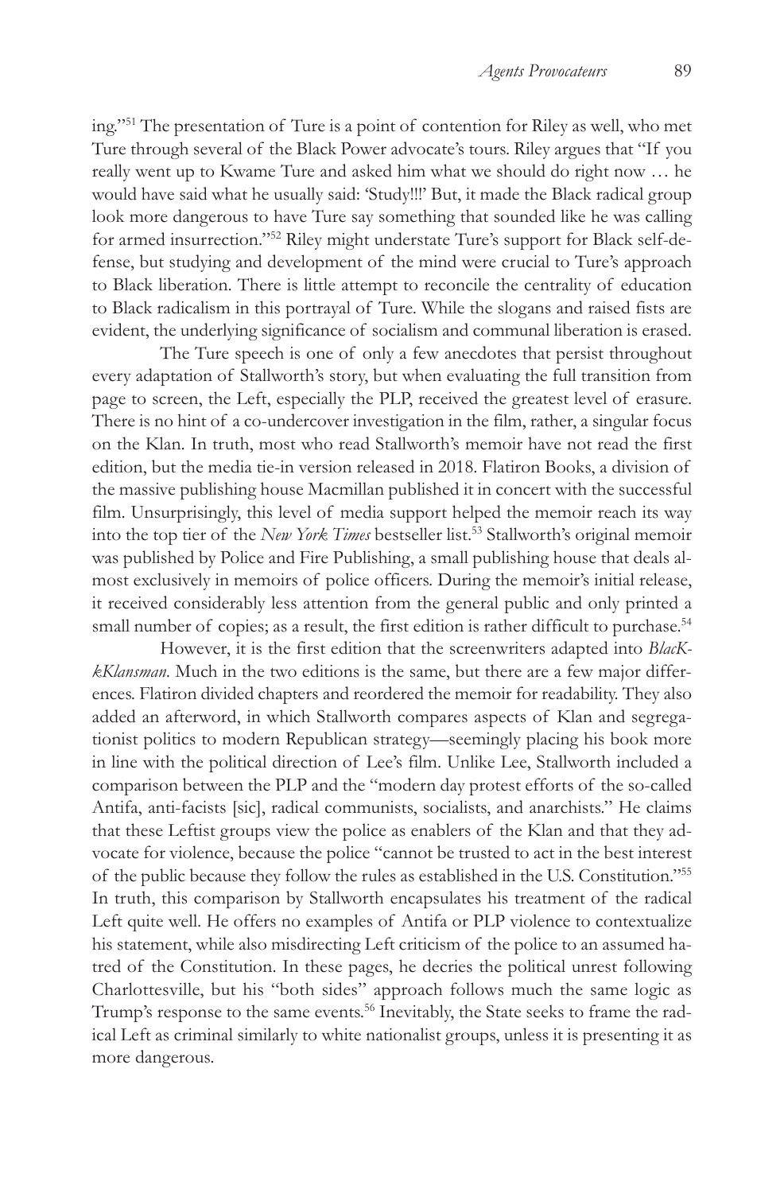ing."[51] The presentation of Ture is a point of contention for Riley as well, who met Ture through several of the Black Power advocate's tours. Riley argues that "If you really went up to Kwame Ture and asked him what we should do right now … he would have said what he usually said: 'Study!!!' But, it made the Black radical group look more dangerous to have Ture say something that sounded like he was calling for armed insurrection."[52] Riley might understate Ture's support for Black self-defense, but studying and development of the mind were crucial to Ture's approach to Black liberation. There is little attempt to reconcile the centrality of education to Black radicalism in this portrayal of Ture. While the slogans and raised fists are evident, the underlying significance of socialism and communal liberation is erased.

The Ture speech is one of only a few anecdotes that persist throughout every adaptation of Stallworth's story, but when evaluating the full transition from page to screen, the Left, especially the PLP, received the greatest level of erasure. There is no hint of a co-undercover investigation in the film, rather, a singular focus on the Klan. In truth, most who read Stallworth's memoir have not read the first edition, but the media tie-in version released in 2018. Flatiron Books, a division of the massive publishing house Macmillan published it in concert with the successful film. Unsurprisingly, this level of media support helped the memoir reach its way into the top tier of the *New York Times* bestseller list.[53] Stallworth's original memoir was published by Police and Fire Publishing, a small publishing house that deals almost exclusively in memoirs of police officers. During the memoir's initial release, it received considerably less attention from the general public and only printed a small number of copies; as a result, the first edition is rather difficult to purchase.[54]

However, it is the first edition that the screenwriters adapted into *BlacKkKlansman*. Much in the two editions is the same, but there are a few major differences. Flatiron divided chapters and reordered the memoir for readability. They also added an afterword, in which Stallworth compares aspects of Klan and segregationist politics to modern Republican strategy—seemingly placing his book more in line with the political direction of Lee's film. Unlike Lee, Stallworth included a comparison between the PLP and the "modern day protest efforts of the so-called Antifa, anti-facists [sic], radical communists, socialists, and anarchists." He claims that these Leftist groups view the police as enablers of the Klan and that they advocate for violence, because the police "cannot be trusted to act in the best interest of the public because they follow the rules as established in the U.S. Constitution."[55] In truth, this comparison by Stallworth encapsulates his treatment of the radical Left quite well. He offers no examples of Antifa or PLP violence to contextualize his statement, while also misdirecting Left criticism of the police to an assumed hatred of the Constitution. In these pages, he decries the political unrest following Charlottesville, but his "both sides" approach follows much the same logic as Trump's response to the same events.[56] Inevitably, the State seeks to frame the radical Left as criminal similarly to white nationalist groups, unless it is presenting it as more dangerous.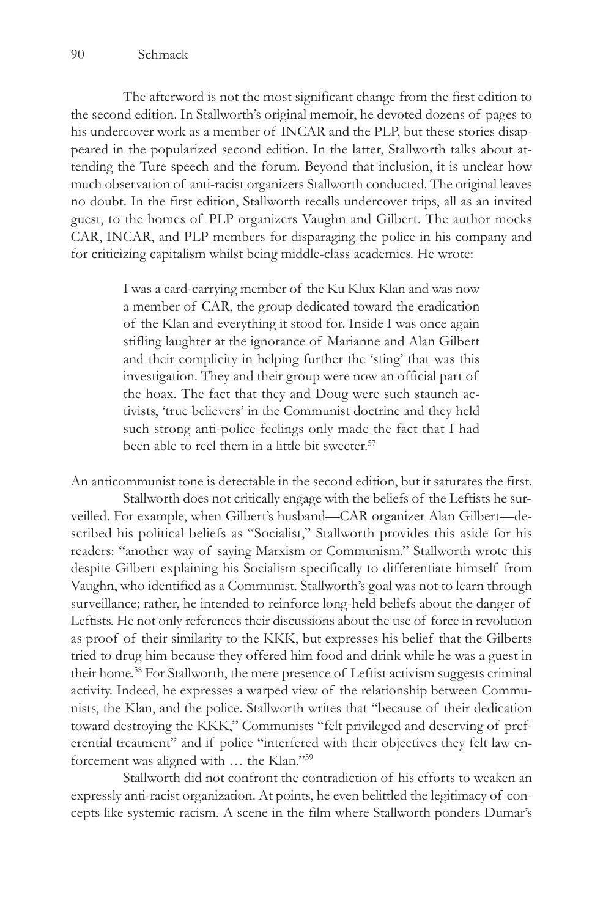The afterword is not the most significant change from the first edition to the second edition. In Stallworth's original memoir, he devoted dozens of pages to his undercover work as a member of INCAR and the PLP, but these stories disappeared in the popularized second edition. In the latter, Stallworth talks about attending the Ture speech and the forum. Beyond that inclusion, it is unclear how much observation of anti-racist organizers Stallworth conducted. The original leaves no doubt. In the first edition, Stallworth recalls undercover trips, all as an invited guest, to the homes of PLP organizers Vaughn and Gilbert. The author mocks CAR, INCAR, and PLP members for disparaging the police in his company and for criticizing capitalism whilst being middle-class academics. He wrote:

> I was a card-carrying member of the Ku Klux Klan and was now a member of CAR, the group dedicated toward the eradication of the Klan and everything it stood for. Inside I was once again stifling laughter at the ignorance of Marianne and Alan Gilbert and their complicity in helping further the 'sting' that was this investigation. They and their group were now an official part of the hoax. The fact that they and Doug were such staunch activists, 'true believers' in the Communist doctrine and they held such strong anti-police feelings only made the fact that I had been able to reel them in a little bit sweeter.[57]

An anticommunist tone is detectable in the second edition, but it saturates the first.

Stallworth does not critically engage with the beliefs of the Leftists he surveilled. For example, when Gilbert's husband—CAR organizer Alan Gilbert—described his political beliefs as "Socialist," Stallworth provides this aside for his readers: "another way of saying Marxism or Communism." Stallworth wrote this despite Gilbert explaining his Socialism specifically to differentiate himself from Vaughn, who identified as a Communist. Stallworth's goal was not to learn through surveillance; rather, he intended to reinforce long-held beliefs about the danger of Leftists. He not only references their discussions about the use of force in revolution as proof of their similarity to the KKK, but expresses his belief that the Gilberts tried to drug him because they offered him food and drink while he was a guest in their home.[58] For Stallworth, the mere presence of Leftist activism suggests criminal activity. Indeed, he expresses a warped view of the relationship between Communists, the Klan, and the police. Stallworth writes that "because of their dedication toward destroying the KKK," Communists "felt privileged and deserving of preferential treatment" and if police "interfered with their objectives they felt law enforcement was aligned with … the Klan."[59]

Stallworth did not confront the contradiction of his efforts to weaken an expressly anti-racist organization. At points, he even belittled the legitimacy of concepts like systemic racism. A scene in the film where Stallworth ponders Dumar's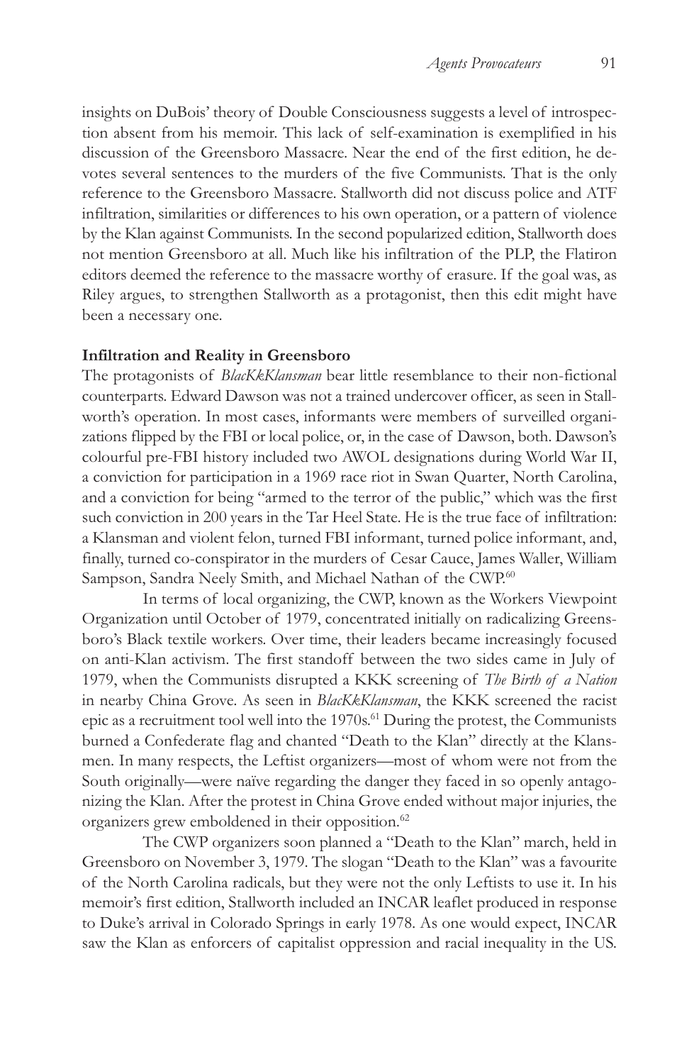insights on DuBois' theory of Double Consciousness suggests a level of introspection absent from his memoir. This lack of self-examination is exemplified in his discussion of the Greensboro Massacre. Near the end of the first edition, he devotes several sentences to the murders of the five Communists. That is the only reference to the Greensboro Massacre. Stallworth did not discuss police and ATF infiltration, similarities or differences to his own operation, or a pattern of violence by the Klan against Communists. In the second popularized edition, Stallworth does not mention Greensboro at all. Much like his infiltration of the PLP, the Flatiron editors deemed the reference to the massacre worthy of erasure. If the goal was, as Riley argues, to strengthen Stallworth as a protagonist, then this edit might have been a necessary one.

**Infiltration and Reality in Greensboro**

The protagonists of *BlacKkKlansman* bear little resemblance to their non-fictional counterparts. Edward Dawson was not a trained undercover officer, as seen in Stallworth's operation. In most cases, informants were members of surveilled organizations flipped by the FBI or local police, or, in the case of Dawson, both. Dawson's colourful pre-FBI history included two AWOL designations during World War II, a conviction for participation in a 1969 race riot in Swan Quarter, North Carolina, and a conviction for being "armed to the terror of the public," which was the first such conviction in 200 years in the Tar Heel State. He is the true face of infiltration: a Klansman and violent felon, turned FBI informant, turned police informant, and, finally, turned co-conspirator in the murders of Cesar Cauce, James Waller, William Sampson, Sandra Neely Smith, and Michael Nathan of the CWP.[60]

In terms of local organizing, the CWP, known as the Workers Viewpoint Organization until October of 1979, concentrated initially on radicalizing Greensboro's Black textile workers. Over time, their leaders became increasingly focused on anti-Klan activism. The first standoff between the two sides came in July of 1979, when the Communists disrupted a KKK screening of *The Birth of a Nation* in nearby China Grove. As seen in *BlacKkKlansman*, the KKK screened the racist epic as a recruitment tool well into the 1970s.[61] During the protest, the Communists burned a Confederate flag and chanted "Death to the Klan" directly at the Klansmen. In many respects, the Leftist organizers—most of whom were not from the South originally—were naïve regarding the danger they faced in so openly antagonizing the Klan. After the protest in China Grove ended without major injuries, the organizers grew emboldened in their opposition.[62]

The CWP organizers soon planned a "Death to the Klan" march, held in Greensboro on November 3, 1979. The slogan "Death to the Klan" was a favourite of the North Carolina radicals, but they were not the only Leftists to use it. In his memoir's first edition, Stallworth included an INCAR leaflet produced in response to Duke's arrival in Colorado Springs in early 1978. As one would expect, INCAR saw the Klan as enforcers of capitalist oppression and racial inequality in the US.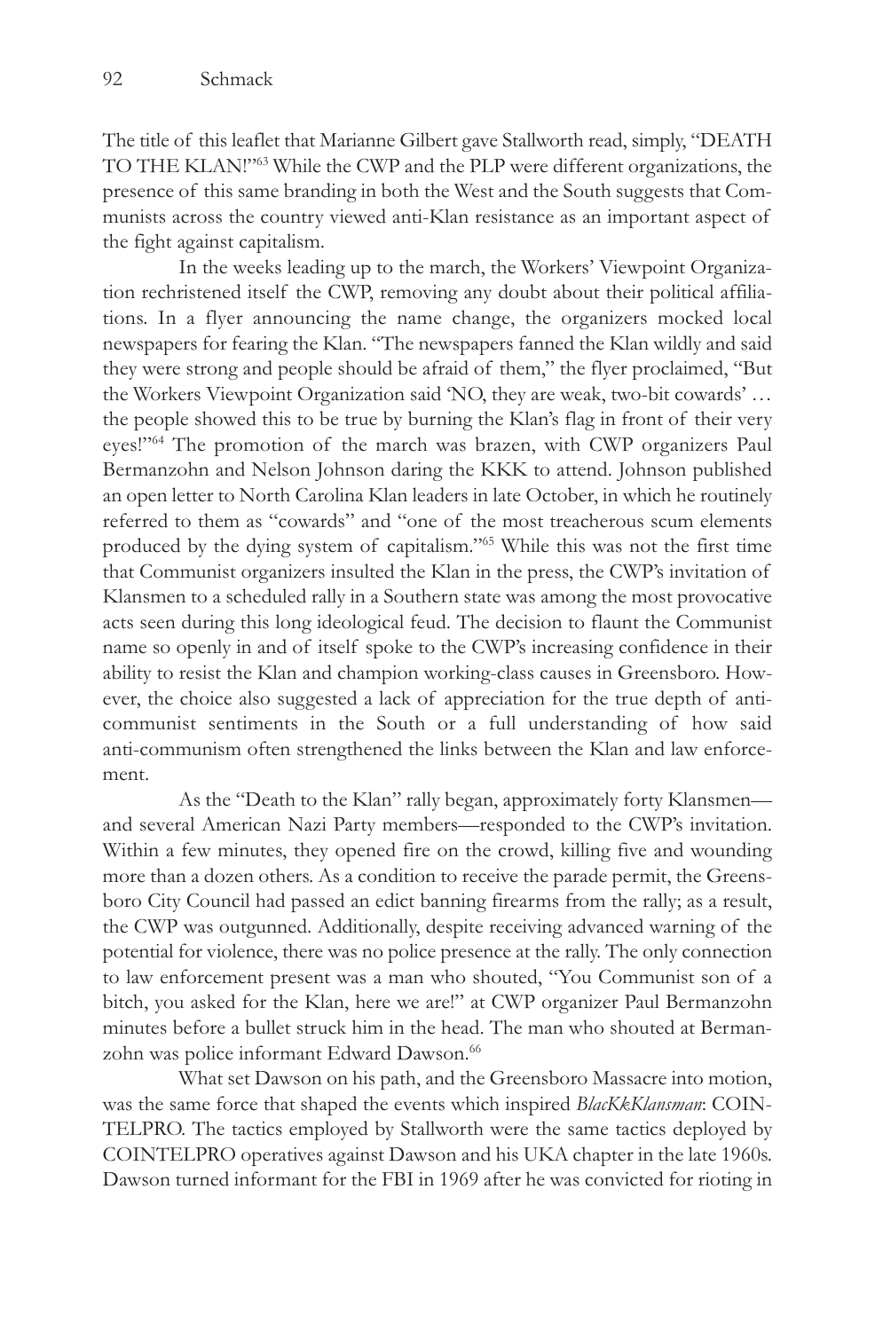The title of this leaflet that Marianne Gilbert gave Stallworth read, simply, "DEATH TO THE KLAN!"[63] While the CWP and the PLP were different organizations, the presence of this same branding in both the West and the South suggests that Communists across the country viewed anti-Klan resistance as an important aspect of the fight against capitalism.

In the weeks leading up to the march, the Workers' Viewpoint Organization rechristened itself the CWP, removing any doubt about their political affiliations. In a flyer announcing the name change, the organizers mocked local newspapers for fearing the Klan. "The newspapers fanned the Klan wildly and said they were strong and people should be afraid of them," the flyer proclaimed, "But the Workers Viewpoint Organization said 'NO, they are weak, two-bit cowards' … the people showed this to be true by burning the Klan's flag in front of their very eyes!"[64] The promotion of the march was brazen, with CWP organizers Paul Bermanzohn and Nelson Johnson daring the KKK to attend. Johnson published an open letter to North Carolina Klan leaders in late October, in which he routinely referred to them as "cowards" and "one of the most treacherous scum elements produced by the dying system of capitalism."[65] While this was not the first time that Communist organizers insulted the Klan in the press, the CWP's invitation of Klansmen to a scheduled rally in a Southern state was among the most provocative acts seen during this long ideological feud. The decision to flaunt the Communist name so openly in and of itself spoke to the CWP's increasing confidence in their ability to resist the Klan and champion working-class causes in Greensboro. However, the choice also suggested a lack of appreciation for the true depth of anti-communist sentiments in the South or a full understanding of how said anti-communism often strengthened the links between the Klan and law enforcement.

As the "Death to the Klan" rally began, approximately forty Klansmen—and several American Nazi Party members—responded to the CWP's invitation. Within a few minutes, they opened fire on the crowd, killing five and wounding more than a dozen others. As a condition to receive the parade permit, the Greensboro City Council had passed an edict banning firearms from the rally; as a result, the CWP was outgunned. Additionally, despite receiving advanced warning of the potential for violence, there was no police presence at the rally. The only connection to law enforcement present was a man who shouted, "You Communist son of a bitch, you asked for the Klan, here we are!" at CWP organizer Paul Bermanzohn minutes before a bullet struck him in the head. The man who shouted at Bermanzohn was police informant Edward Dawson.[66]

What set Dawson on his path, and the Greensboro Massacre into motion, was the same force that shaped the events which inspired *BlacKkKlansman*: COINTELPRO. The tactics employed by Stallworth were the same tactics deployed by COINTELPRO operatives against Dawson and his UKA chapter in the late 1960s. Dawson turned informant for the FBI in 1969 after he was convicted for rioting in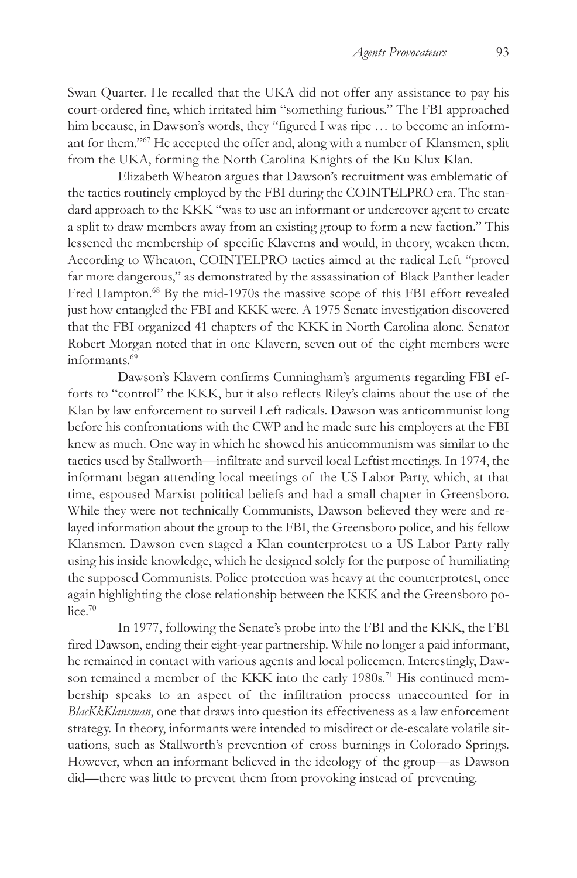Swan Quarter. He recalled that the UKA did not offer any assistance to pay his court-ordered fine, which irritated him "something furious." The FBI approached him because, in Dawson's words, they "figured I was ripe … to become an informant for them."[67] He accepted the offer and, along with a number of Klansmen, split from the UKA, forming the North Carolina Knights of the Ku Klux Klan.

Elizabeth Wheaton argues that Dawson's recruitment was emblematic of the tactics routinely employed by the FBI during the COINTELPRO era. The standard approach to the KKK "was to use an informant or undercover agent to create a split to draw members away from an existing group to form a new faction." This lessened the membership of specific Klaverns and would, in theory, weaken them. According to Wheaton, COINTELPRO tactics aimed at the radical Left "proved far more dangerous," as demonstrated by the assassination of Black Panther leader Fred Hampton.[68] By the mid-1970s the massive scope of this FBI effort revealed just how entangled the FBI and KKK were. A 1975 Senate investigation discovered that the FBI organized 41 chapters of the KKK in North Carolina alone. Senator Robert Morgan noted that in one Klavern, seven out of the eight members were informants.[69]

Dawson's Klavern confirms Cunningham's arguments regarding FBI efforts to "control" the KKK, but it also reflects Riley's claims about the use of the Klan by law enforcement to surveil Left radicals. Dawson was anticommunist long before his confrontations with the CWP and he made sure his employers at the FBI knew as much. One way in which he showed his anticommunism was similar to the tactics used by Stallworth—infiltrate and surveil local Leftist meetings. In 1974, the informant began attending local meetings of the US Labor Party, which, at that time, espoused Marxist political beliefs and had a small chapter in Greensboro. While they were not technically Communists, Dawson believed they were and relayed information about the group to the FBI, the Greensboro police, and his fellow Klansmen. Dawson even staged a Klan counterprotest to a US Labor Party rally using his inside knowledge, which he designed solely for the purpose of humiliating the supposed Communists. Police protection was heavy at the counterprotest, once again highlighting the close relationship between the KKK and the Greensboro police.[70]

In 1977, following the Senate's probe into the FBI and the KKK, the FBI fired Dawson, ending their eight-year partnership. While no longer a paid informant, he remained in contact with various agents and local policemen. Interestingly, Dawson remained a member of the KKK into the early 1980s.[71] His continued membership speaks to an aspect of the infiltration process unaccounted for in *BlacKkKlansman*, one that draws into question its effectiveness as a law enforcement strategy. In theory, informants were intended to misdirect or de-escalate volatile situations, such as Stallworth's prevention of cross burnings in Colorado Springs. However, when an informant believed in the ideology of the group—as Dawson did—there was little to prevent them from provoking instead of preventing.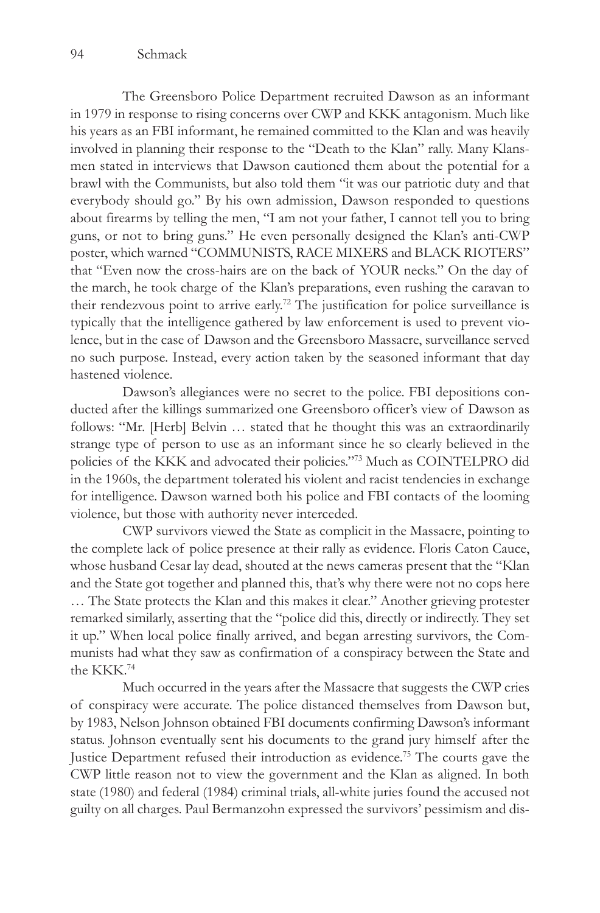The Greensboro Police Department recruited Dawson as an informant in 1979 in response to rising concerns over CWP and KKK antagonism. Much like his years as an FBI informant, he remained committed to the Klan and was heavily involved in planning their response to the "Death to the Klan" rally. Many Klansmen stated in interviews that Dawson cautioned them about the potential for a brawl with the Communists, but also told them "it was our patriotic duty and that everybody should go." By his own admission, Dawson responded to questions about firearms by telling the men, "I am not your father, I cannot tell you to bring guns, or not to bring guns." He even personally designed the Klan's anti-CWP poster, which warned "COMMUNISTS, RACE MIXERS and BLACK RIOTERS" that "Even now the cross-hairs are on the back of YOUR necks." On the day of the march, he took charge of the Klan's preparations, even rushing the caravan to their rendezvous point to arrive early.[72] The justification for police surveillance is typically that the intelligence gathered by law enforcement is used to prevent violence, but in the case of Dawson and the Greensboro Massacre, surveillance served no such purpose. Instead, every action taken by the seasoned informant that day hastened violence.

Dawson's allegiances were no secret to the police. FBI depositions conducted after the killings summarized one Greensboro officer's view of Dawson as follows: "Mr. [Herb] Belvin … stated that he thought this was an extraordinarily strange type of person to use as an informant since he so clearly believed in the policies of the KKK and advocated their policies."[73] Much as COINTELPRO did in the 1960s, the department tolerated his violent and racist tendencies in exchange for intelligence. Dawson warned both his police and FBI contacts of the looming violence, but those with authority never interceded.

CWP survivors viewed the State as complicit in the Massacre, pointing to the complete lack of police presence at their rally as evidence. Floris Caton Cauce, whose husband Cesar lay dead, shouted at the news cameras present that the "Klan and the State got together and planned this, that's why there were not no cops here … The State protects the Klan and this makes it clear." Another grieving protester remarked similarly, asserting that the "police did this, directly or indirectly. They set it up." When local police finally arrived, and began arresting survivors, the Communists had what they saw as confirmation of a conspiracy between the State and the KKK.[74]

Much occurred in the years after the Massacre that suggests the CWP cries of conspiracy were accurate. The police distanced themselves from Dawson but, by 1983, Nelson Johnson obtained FBI documents confirming Dawson's informant status. Johnson eventually sent his documents to the grand jury himself after the Justice Department refused their introduction as evidence.[75] The courts gave the CWP little reason not to view the government and the Klan as aligned. In both state (1980) and federal (1984) criminal trials, all-white juries found the accused not guilty on all charges. Paul Bermanzohn expressed the survivors' pessimism and dis-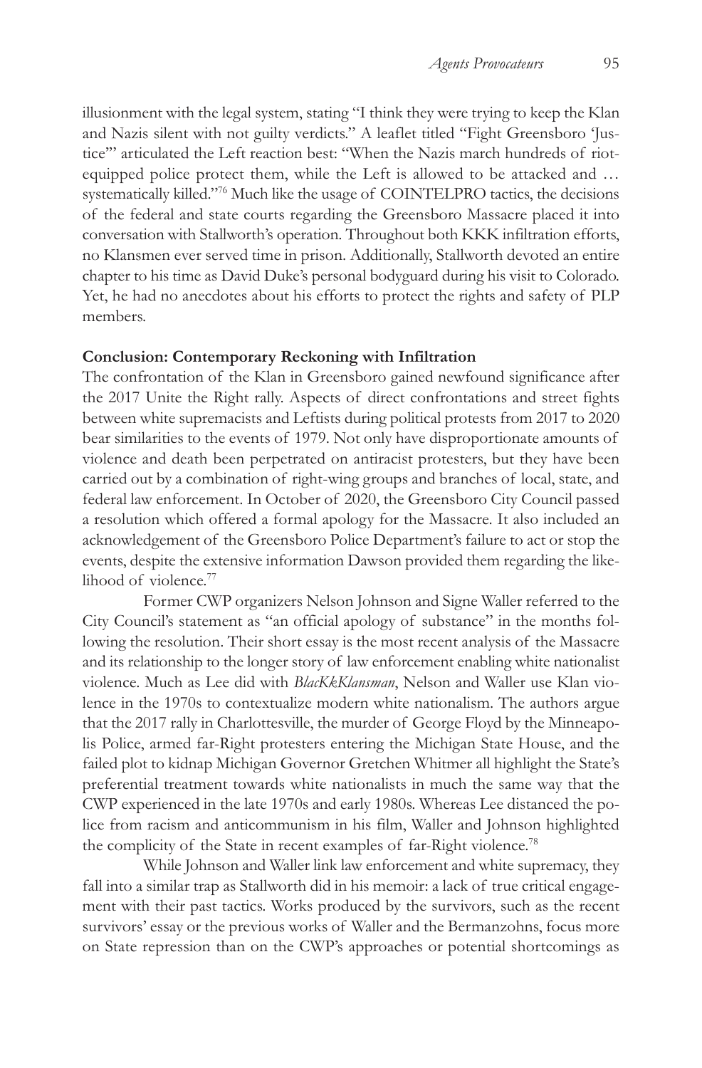illusionment with the legal system, stating "I think they were trying to keep the Klan and Nazis silent with not guilty verdicts." A leaflet titled "Fight Greensboro 'Justice'" articulated the Left reaction best: "When the Nazis march hundreds of riot-equipped police protect them, while the Left is allowed to be attacked and … systematically killed."[76] Much like the usage of COINTELPRO tactics, the decisions of the federal and state courts regarding the Greensboro Massacre placed it into conversation with Stallworth's operation. Throughout both KKK infiltration efforts, no Klansmen ever served time in prison. Additionally, Stallworth devoted an entire chapter to his time as David Duke's personal bodyguard during his visit to Colorado. Yet, he had no anecdotes about his efforts to protect the rights and safety of PLP members.

**Conclusion: Contemporary Reckoning with Infiltration**

The confrontation of the Klan in Greensboro gained newfound significance after the 2017 Unite the Right rally. Aspects of direct confrontations and street fights between white supremacists and Leftists during political protests from 2017 to 2020 bear similarities to the events of 1979. Not only have disproportionate amounts of violence and death been perpetrated on antiracist protesters, but they have been carried out by a combination of right-wing groups and branches of local, state, and federal law enforcement. In October of 2020, the Greensboro City Council passed a resolution which offered a formal apology for the Massacre. It also included an acknowledgement of the Greensboro Police Department's failure to act or stop the events, despite the extensive information Dawson provided them regarding the likelihood of violence.[77]

Former CWP organizers Nelson Johnson and Signe Waller referred to the City Council's statement as "an official apology of substance" in the months following the resolution. Their short essay is the most recent analysis of the Massacre and its relationship to the longer story of law enforcement enabling white nationalist violence. Much as Lee did with *BlacKkKlansman*, Nelson and Waller use Klan violence in the 1970s to contextualize modern white nationalism. The authors argue that the 2017 rally in Charlottesville, the murder of George Floyd by the Minneapolis Police, armed far-Right protesters entering the Michigan State House, and the failed plot to kidnap Michigan Governor Gretchen Whitmer all highlight the State's preferential treatment towards white nationalists in much the same way that the CWP experienced in the late 1970s and early 1980s. Whereas Lee distanced the police from racism and anticommunism in his film, Waller and Johnson highlighted the complicity of the State in recent examples of far-Right violence.[78]

While Johnson and Waller link law enforcement and white supremacy, they fall into a similar trap as Stallworth did in his memoir: a lack of true critical engagement with their past tactics. Works produced by the survivors, such as the recent survivors' essay or the previous works of Waller and the Bermanzohns, focus more on State repression than on the CWP's approaches or potential shortcomings as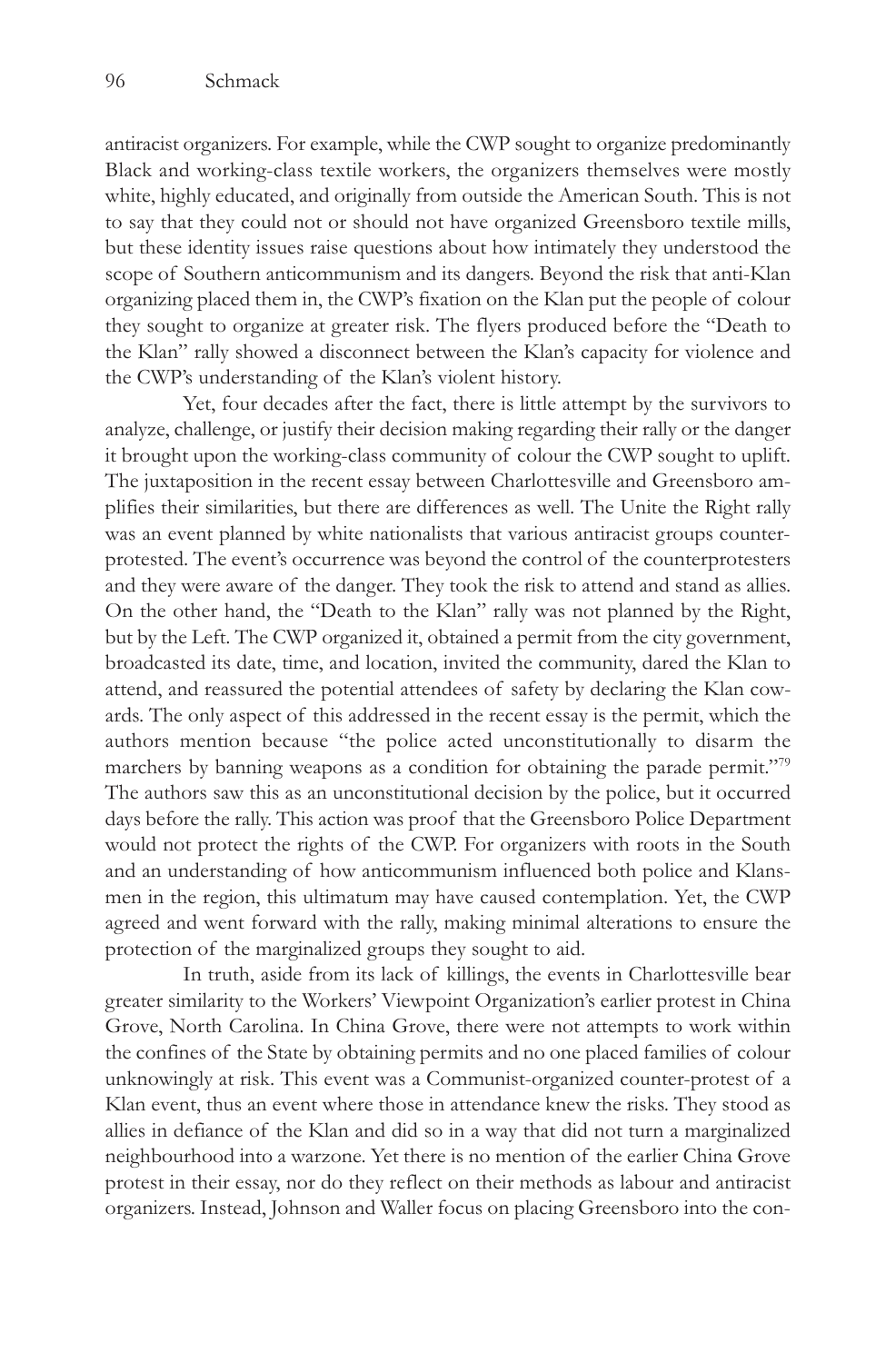antiracist organizers. For example, while the CWP sought to organize predominantly Black and working-class textile workers, the organizers themselves were mostly white, highly educated, and originally from outside the American South. This is not to say that they could not or should not have organized Greensboro textile mills, but these identity issues raise questions about how intimately they understood the scope of Southern anticommunism and its dangers. Beyond the risk that anti-Klan organizing placed them in, the CWP's fixation on the Klan put the people of colour they sought to organize at greater risk. The flyers produced before the "Death to the Klan" rally showed a disconnect between the Klan's capacity for violence and the CWP's understanding of the Klan's violent history.

Yet, four decades after the fact, there is little attempt by the survivors to analyze, challenge, or justify their decision making regarding their rally or the danger it brought upon the working-class community of colour the CWP sought to uplift. The juxtaposition in the recent essay between Charlottesville and Greensboro amplifies their similarities, but there are differences as well. The Unite the Right rally was an event planned by white nationalists that various antiracist groups counterprotested. The event's occurrence was beyond the control of the counterprotesters and they were aware of the danger. They took the risk to attend and stand as allies. On the other hand, the "Death to the Klan" rally was not planned by the Right, but by the Left. The CWP organized it, obtained a permit from the city government, broadcasted its date, time, and location, invited the community, dared the Klan to attend, and reassured the potential attendees of safety by declaring the Klan cowards. The only aspect of this addressed in the recent essay is the permit, which the authors mention because "the police acted unconstitutionally to disarm the marchers by banning weapons as a condition for obtaining the parade permit."[79] The authors saw this as an unconstitutional decision by the police, but it occurred days before the rally. This action was proof that the Greensboro Police Department would not protect the rights of the CWP. For organizers with roots in the South and an understanding of how anticommunism influenced both police and Klansmen in the region, this ultimatum may have caused contemplation. Yet, the CWP agreed and went forward with the rally, making minimal alterations to ensure the protection of the marginalized groups they sought to aid.

In truth, aside from its lack of killings, the events in Charlottesville bear greater similarity to the Workers' Viewpoint Organization's earlier protest in China Grove, North Carolina. In China Grove, there were not attempts to work within the confines of the State by obtaining permits and no one placed families of colour unknowingly at risk. This event was a Communist-organized counter-protest of a Klan event, thus an event where those in attendance knew the risks. They stood as allies in defiance of the Klan and did so in a way that did not turn a marginalized neighbourhood into a warzone. Yet there is no mention of the earlier China Grove protest in their essay, nor do they reflect on their methods as labour and antiracist organizers. Instead, Johnson and Waller focus on placing Greensboro into the con-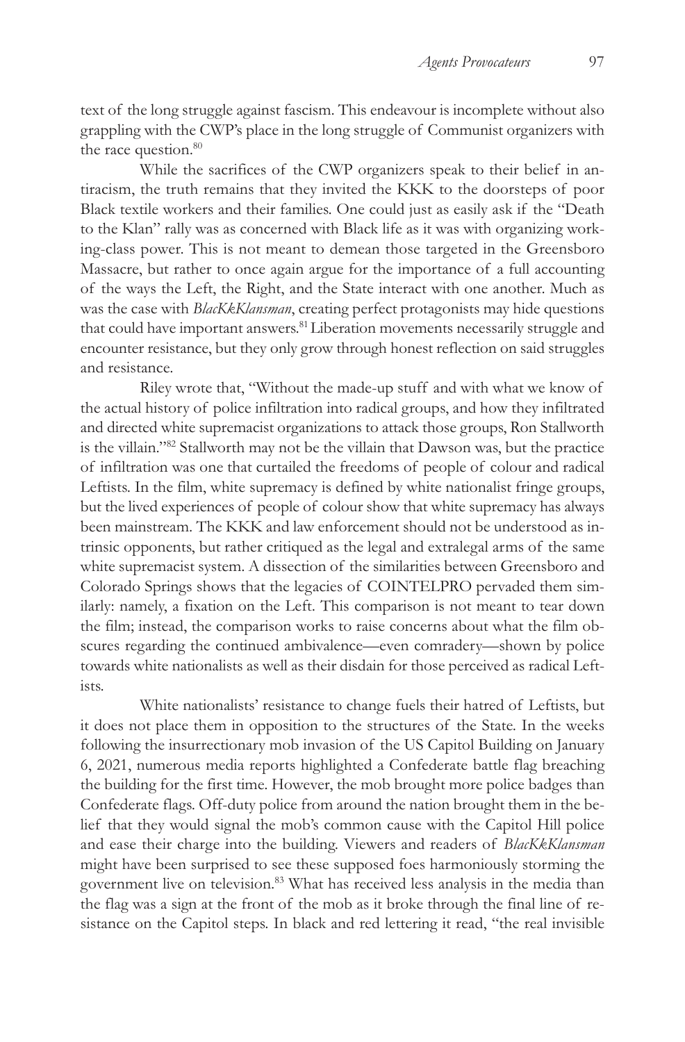text of the long struggle against fascism. This endeavour is incomplete without also grappling with the CWP's place in the long struggle of Communist organizers with the race question.[80]

While the sacrifices of the CWP organizers speak to their belief in antiracism, the truth remains that they invited the KKK to the doorsteps of poor Black textile workers and their families. One could just as easily ask if the "Death to the Klan" rally was as concerned with Black life as it was with organizing working-class power. This is not meant to demean those targeted in the Greensboro Massacre, but rather to once again argue for the importance of a full accounting of the ways the Left, the Right, and the State interact with one another. Much as was the case with *BlacKkKlansman*, creating perfect protagonists may hide questions that could have important answers.[81] Liberation movements necessarily struggle and encounter resistance, but they only grow through honest reflection on said struggles and resistance.

Riley wrote that, "Without the made-up stuff and with what we know of the actual history of police infiltration into radical groups, and how they infiltrated and directed white supremacist organizations to attack those groups, Ron Stallworth is the villain."[82] Stallworth may not be the villain that Dawson was, but the practice of infiltration was one that curtailed the freedoms of people of colour and radical Leftists. In the film, white supremacy is defined by white nationalist fringe groups, but the lived experiences of people of colour show that white supremacy has always been mainstream. The KKK and law enforcement should not be understood as intrinsic opponents, but rather critiqued as the legal and extralegal arms of the same white supremacist system. A dissection of the similarities between Greensboro and Colorado Springs shows that the legacies of COINTELPRO pervaded them similarly: namely, a fixation on the Left. This comparison is not meant to tear down the film; instead, the comparison works to raise concerns about what the film obscures regarding the continued ambivalence—even comradery—shown by police towards white nationalists as well as their disdain for those perceived as radical Leftists.

White nationalists' resistance to change fuels their hatred of Leftists, but it does not place them in opposition to the structures of the State. In the weeks following the insurrectionary mob invasion of the US Capitol Building on January 6, 2021, numerous media reports highlighted a Confederate battle flag breaching the building for the first time. However, the mob brought more police badges than Confederate flags. Off-duty police from around the nation brought them in the belief that they would signal the mob's common cause with the Capitol Hill police and ease their charge into the building. Viewers and readers of *BlacKkKlansman* might have been surprised to see these supposed foes harmoniously storming the government live on television.[83] What has received less analysis in the media than the flag was a sign at the front of the mob as it broke through the final line of resistance on the Capitol steps. In black and red lettering it read, "the real invisible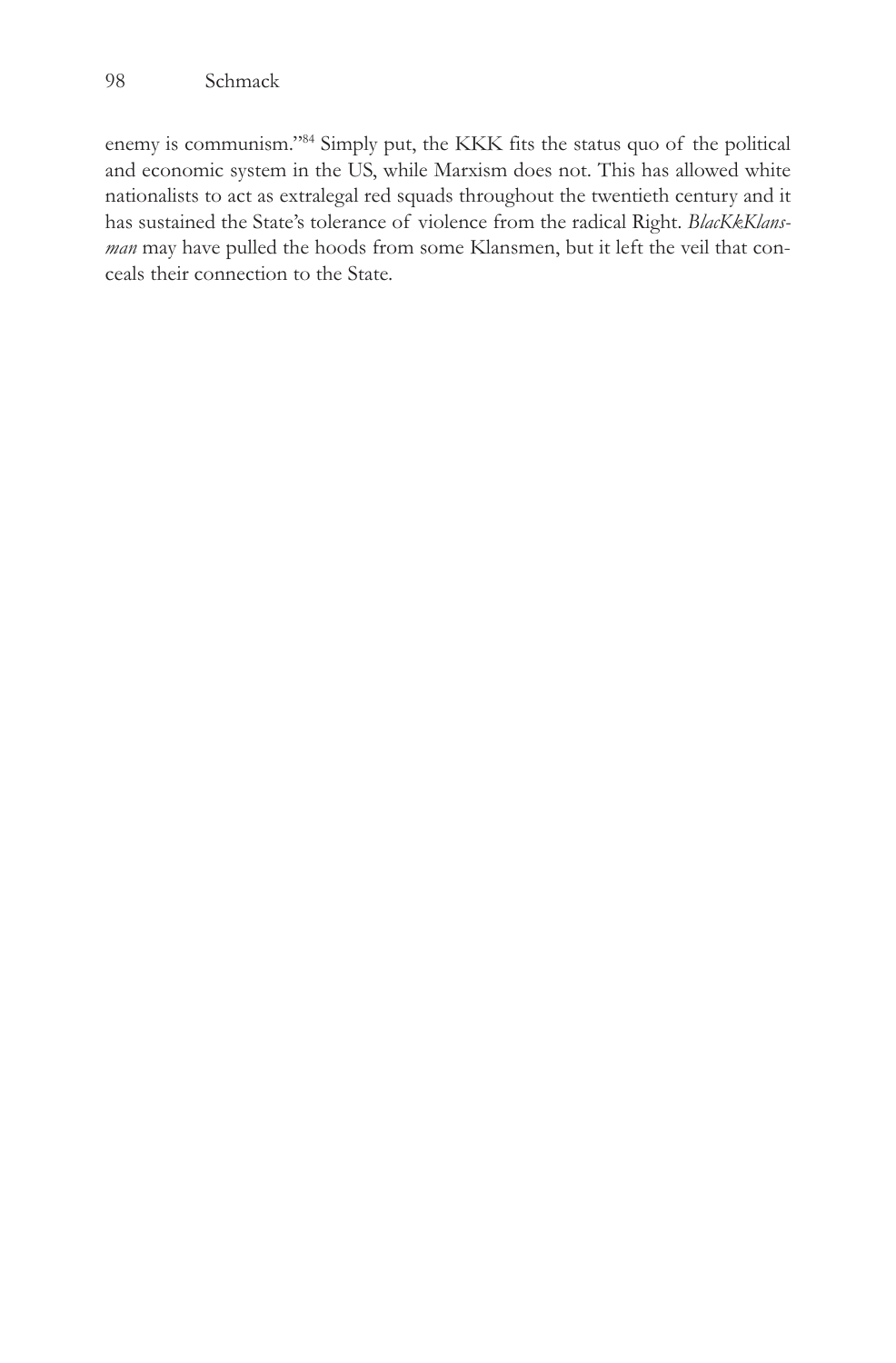enemy is communism."[84] Simply put, the KKK fits the status quo of the political and economic system in the US, while Marxism does not. This has allowed white nationalists to act as extralegal red squads throughout the twentieth century and it has sustained the State's tolerance of violence from the radical Right. *BlacKkKlansman* may have pulled the hoods from some Klansmen, but it left the veil that conceals their connection to the State.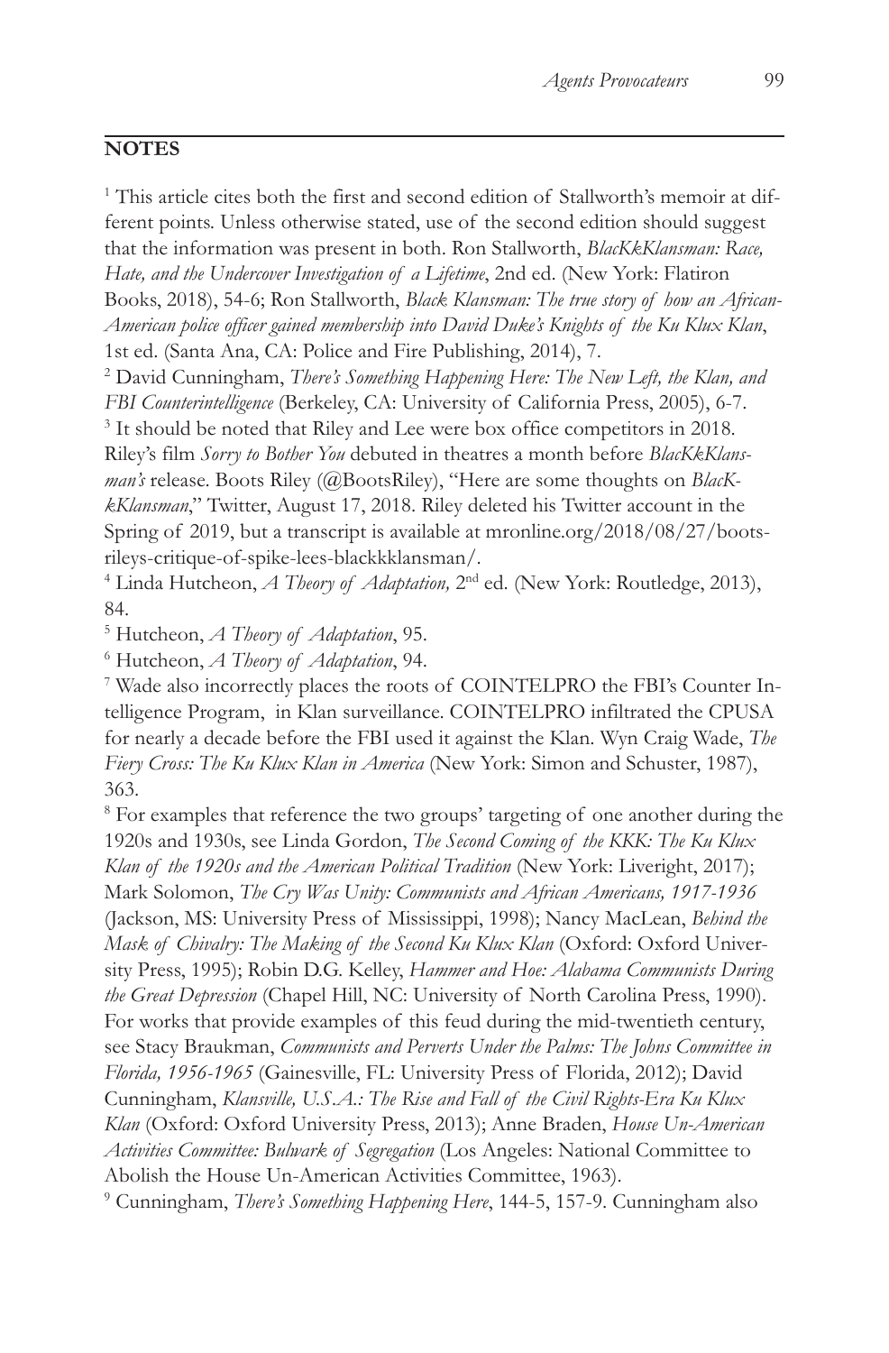## NOTES

[1] This article cites both the first and second edition of Stallworth's memoir at different points. Unless otherwise stated, use of the second edition should suggest that the information was present in both. Ron Stallworth, *BlacKkKlansman: Race, Hate, and the Undercover Investigation of a Lifetime*, 2nd ed. (New York: Flatiron Books, 2018), 54-6; Ron Stallworth, *Black Klansman: The true story of how an African-American police officer gained membership into David Duke's Knights of the Ku Klux Klan*, 1st ed. (Santa Ana, CA: Police and Fire Publishing, 2014), 7.

[2] David Cunningham, *There's Something Happening Here: The New Left, the Klan, and FBI Counterintelligence* (Berkeley, CA: University of California Press, 2005), 6-7.

[3] It should be noted that Riley and Lee were box office competitors in 2018. Riley's film *Sorry to Bother You* debuted in theatres a month before *BlacKkKlansman's* release. Boots Riley (@BootsRiley), "Here are some thoughts on *BlacKkKlansman*," Twitter, August 17, 2018. Riley deleted his Twitter account in the Spring of 2019, but a transcript is available at mronline.org/2018/08/27/boots-rileys-critique-of-spike-lees-blackkklansman/.

[4] Linda Hutcheon, *A Theory of Adaptation,* 2nd ed. (New York: Routledge, 2013), 84.

[5] Hutcheon, *A Theory of Adaptation*, 95.

[6] Hutcheon, *A Theory of Adaptation*, 94.

[7] Wade also incorrectly places the roots of COINTELPRO the FBI's Counter Intelligence Program, in Klan surveillance. COINTELPRO infiltrated the CPUSA for nearly a decade before the FBI used it against the Klan. Wyn Craig Wade, *The Fiery Cross: The Ku Klux Klan in America* (New York: Simon and Schuster, 1987), 363.

[8] For examples that reference the two groups' targeting of one another during the 1920s and 1930s, see Linda Gordon, *The Second Coming of the KKK: The Ku Klux Klan of the 1920s and the American Political Tradition* (New York: Liveright, 2017); Mark Solomon, *The Cry Was Unity: Communists and African Americans, 1917-1936* (Jackson, MS: University Press of Mississippi, 1998); Nancy MacLean, *Behind the Mask of Chivalry: The Making of the Second Ku Klux Klan* (Oxford: Oxford University Press, 1995); Robin D.G. Kelley, *Hammer and Hoe: Alabama Communists During the Great Depression* (Chapel Hill, NC: University of North Carolina Press, 1990). For works that provide examples of this feud during the mid-twentieth century, see Stacy Braukman, *Communists and Perverts Under the Palms: The Johns Committee in Florida, 1956-1965* (Gainesville, FL: University Press of Florida, 2012); David Cunningham, *Klansville, U.S.A.: The Rise and Fall of the Civil Rights-Era Ku Klux Klan* (Oxford: Oxford University Press, 2013); Anne Braden, *House Un-American Activities Committee: Bulwark of Segregation* (Los Angeles: National Committee to Abolish the House Un-American Activities Committee, 1963).

[9] Cunningham, *There's Something Happening Here*, 144-5, 157-9. Cunningham also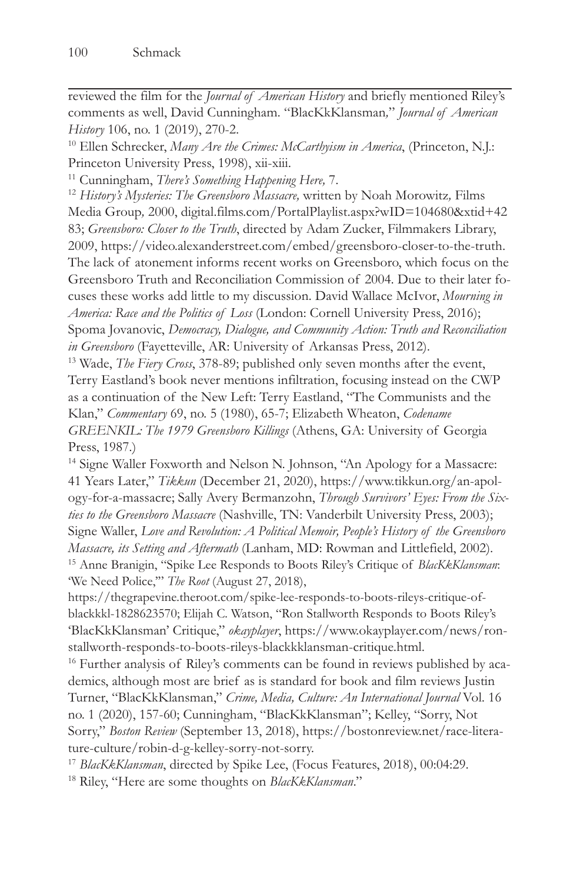reviewed the film for the *Journal of American History* and briefly mentioned Riley's comments as well, David Cunningham. "BlacKkKlansman," *Journal of American History* 106, no. 1 (2019), 270-2.

[10] Ellen Schrecker, *Many Are the Crimes: McCarthyism in America*, (Princeton, N.J.: Princeton University Press, 1998), xii-xiii.

[11] Cunningham, *There's Something Happening Here,* 7.

[12] *History's Mysteries: The Greensboro Massacre,* written by Noah Morowitz, Films Media Group, 2000, digital.films.com/PortalPlaylist.aspx?wID=104680&xtid+4283; *Greensboro: Closer to the Truth*, directed by Adam Zucker, Filmmakers Library, 2009, https://video.alexanderstreet.com/embed/greensboro-closer-to-the-truth. The lack of atonement informs recent works on Greensboro, which focus on the Greensboro Truth and Reconciliation Commission of 2004. Due to their later focuses these works add little to my discussion. David Wallace McIvor, *Mourning in America: Race and the Politics of Loss* (London: Cornell University Press, 2016); Spoma Jovanovic, *Democracy, Dialogue, and Community Action: Truth and Reconciliation in Greensboro* (Fayetteville, AR: University of Arkansas Press, 2012).

[13] Wade, *The Fiery Cross*, 378-89; published only seven months after the event, Terry Eastland's book never mentions infiltration, focusing instead on the CWP as a continuation of the New Left: Terry Eastland, "The Communists and the Klan," *Commentary* 69, no. 5 (1980), 65-7; Elizabeth Wheaton, *Codename GREENKIL: The 1979 Greensboro Killings* (Athens, GA: University of Georgia Press, 1987.)

[14] Signe Waller Foxworth and Nelson N. Johnson, "An Apology for a Massacre: 41 Years Later," *Tikkun* (December 21, 2020), https://www.tikkun.org/an-apology-for-a-massacre; Sally Avery Bermanzohn, *Through Survivors' Eyes: From the Sixties to the Greensboro Massacre* (Nashville, TN: Vanderbilt University Press, 2003); Signe Waller, *Love and Revolution: A Political Memoir, People's History of the Greensboro Massacre, its Setting and Aftermath* (Lanham, MD: Rowman and Littlefield, 2002).

[15] Anne Branigin, "Spike Lee Responds to Boots Riley's Critique of *BlacKkKlansman*: 'We Need Police,'" *The Root* (August 27, 2018), https://thegrapevine.theroot.com/spike-lee-responds-to-boots-rileys-critique-of-blackkkl-1828623570; Elijah C. Watson, "Ron Stallworth Responds to Boots Riley's 'BlacKkKlansman' Critique," *okayplayer*, https://www.okayplayer.com/news/ron-stallworth-responds-to-boots-rileys-blackkklansman-critique.html.

[16] Further analysis of Riley's comments can be found in reviews published by academics, although most are brief as is standard for book and film reviews Justin Turner, "BlacKkKlansman," *Crime, Media, Culture: An International Journal* Vol. 16 no. 1 (2020), 157-60; Cunningham, "BlacKkKlansman"; Kelley, "Sorry, Not Sorry," *Boston Review* (September 13, 2018), https://bostonreview.net/race-literature-culture/robin-d-g-kelley-sorry-not-sorry.

[17] *BlacKkKlansman*, directed by Spike Lee, (Focus Features, 2018), 00:04:29.

[18] Riley, "Here are some thoughts on *BlacKkKlansman*."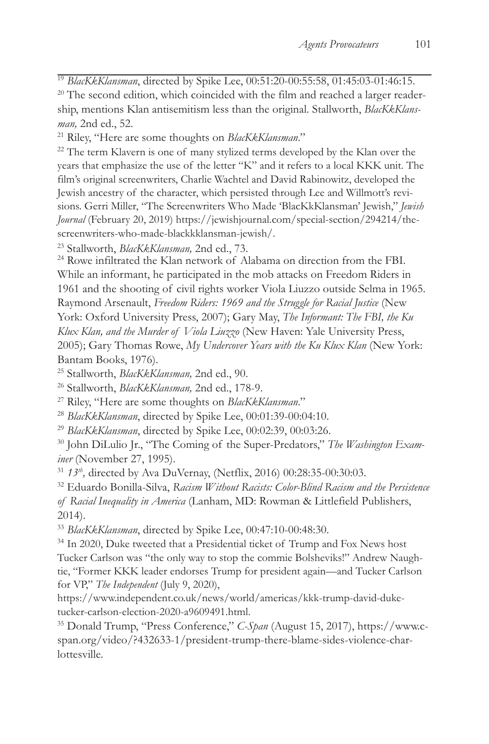[19] *BlacKkKlansman*, directed by Spike Lee, 00:51:20-00:55:58, 01:45:03-01:46:15.

[20] The second edition, which coincided with the film and reached a larger readership, mentions Klan antisemitism less than the original. Stallworth, *BlacKkKlansman,* 2nd ed., 52.

[21] Riley, "Here are some thoughts on *BlacKkKlansman*."

[22] The term Klavern is one of many stylized terms developed by the Klan over the years that emphasize the use of the letter "K" and it refers to a local KKK unit. The film's original screenwriters, Charlie Wachtel and David Rabinowitz, developed the Jewish ancestry of the character, which persisted through Lee and Willmott's revisions. Gerri Miller, "The Screenwriters Who Made 'BlacKkKlansman' Jewish," *Jewish Journal* (February 20, 2019) https://jewishjournal.com/special-section/294214/the-screenwriters-who-made-blackkklansman-jewish/.

[23] Stallworth, *BlacKkKlansman,* 2nd ed., 73.

[24] Rowe infiltrated the Klan network of Alabama on direction from the FBI. While an informant, he participated in the mob attacks on Freedom Riders in 1961 and the shooting of civil rights worker Viola Liuzzo outside Selma in 1965. Raymond Arsenault, *Freedom Riders: 1969 and the Struggle for Racial Justice* (New York: Oxford University Press, 2007); Gary May, *The Informant: The FBI, the Ku Klux Klan, and the Murder of Viola Liuzzo* (New Haven: Yale University Press, 2005); Gary Thomas Rowe, *My Undercover Years with the Ku Klux Klan* (New York: Bantam Books, 1976).

[25] Stallworth, *BlacKkKlansman,* 2nd ed., 90.

[26] Stallworth, *BlacKkKlansman,* 2nd ed., 178-9.

[27] Riley, "Here are some thoughts on *BlacKkKlansman*."

[28] *BlacKkKlansman*, directed by Spike Lee, 00:01:39-00:04:10.

[29] *BlacKkKlansman*, directed by Spike Lee, 00:02:39, 00:03:26.

[30] John DiLulio Jr., "The Coming of the Super-Predators," *The Washington Examiner* (November 27, 1995).

[31] *13th,* directed by Ava DuVernay, (Netflix, 2016) 00:28:35-00:30:03.

[32] Eduardo Bonilla-Silva, *Racism Without Racists: Color-Blind Racism and the Persistence of Racial Inequality in America* (Lanham, MD: Rowman & Littlefield Publishers, 2014).

[33] *BlacKkKlansman*, directed by Spike Lee, 00:47:10-00:48:30.

[34] In 2020, Duke tweeted that a Presidential ticket of Trump and Fox News host Tucker Carlson was "the only way to stop the commie Bolsheviks!" Andrew Naughtie, "Former KKK leader endorses Trump for president again—and Tucker Carlson for VP," *The Independent* (July 9, 2020), https://www.independent.co.uk/news/world/americas/kkk-trump-david-duke-tucker-carlson-election-2020-a9609491.html.

[35] Donald Trump, "Press Conference," *C-Span* (August 15, 2017), https://www.c-span.org/video/?432633-1/president-trump-there-blame-sides-violence-charlottesville.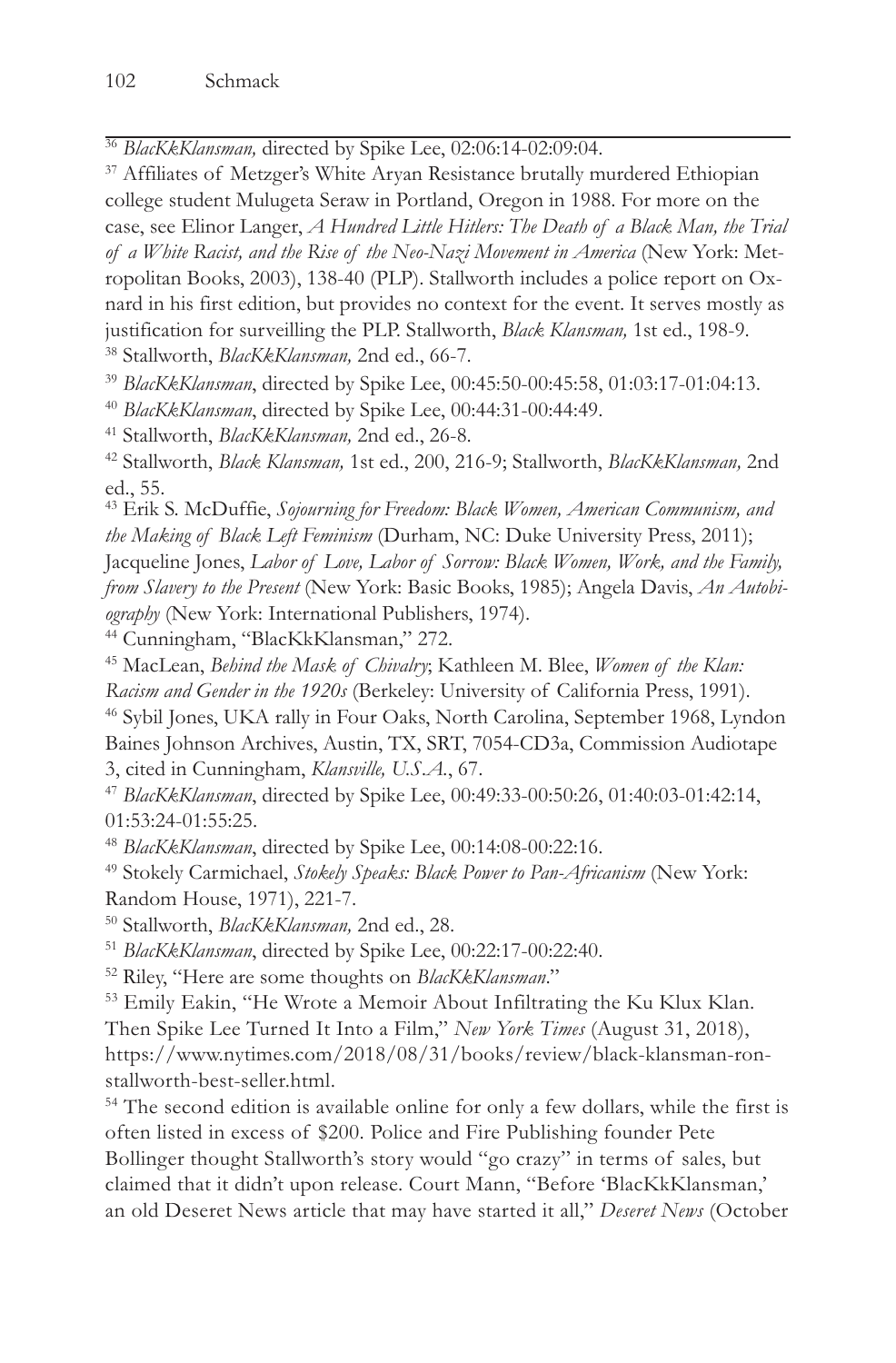[36] *BlacKkKlansman,* directed by Spike Lee, 02:06:14-02:09:04.

[37] Affiliates of Metzger's White Aryan Resistance brutally murdered Ethiopian college student Mulugeta Seraw in Portland, Oregon in 1988. For more on the case, see Elinor Langer, *A Hundred Little Hitlers: The Death of a Black Man, the Trial of a White Racist, and the Rise of the Neo-Nazi Movement in America* (New York: Metropolitan Books, 2003), 138-40 (PLP). Stallworth includes a police report on Oxnard in his first edition, but provides no context for the event. It serves mostly as justification for surveilling the PLP. Stallworth, *Black Klansman,* 1st ed., 198-9.

[38] Stallworth, *BlacKkKlansman,* 2nd ed., 66-7.

[39] *BlacKkKlansman*, directed by Spike Lee, 00:45:50-00:45:58, 01:03:17-01:04:13.

[40] *BlacKkKlansman*, directed by Spike Lee, 00:44:31-00:44:49.

[41] Stallworth, *BlacKkKlansman,* 2nd ed., 26-8.

[42] Stallworth, *Black Klansman,* 1st ed., 200, 216-9; Stallworth, *BlacKkKlansman,* 2nd ed., 55.

[43] Erik S. McDuffie, *Sojourning for Freedom: Black Women, American Communism, and the Making of Black Left Feminism* (Durham, NC: Duke University Press, 2011); Jacqueline Jones, *Labor of Love, Labor of Sorrow: Black Women, Work, and the Family, from Slavery to the Present* (New York: Basic Books, 1985); Angela Davis, *An Autobiography* (New York: International Publishers, 1974).

[44] Cunningham, "BlacKkKlansman," 272.

[45] MacLean, *Behind the Mask of Chivalry*; Kathleen M. Blee, *Women of the Klan: Racism and Gender in the 1920s* (Berkeley: University of California Press, 1991).

[46] Sybil Jones, UKA rally in Four Oaks, North Carolina, September 1968, Lyndon Baines Johnson Archives, Austin, TX, SRT, 7054-CD3a, Commission Audiotape 3, cited in Cunningham, *Klansville, U.S.A.*, 67.

[47] *BlacKkKlansman*, directed by Spike Lee, 00:49:33-00:50:26, 01:40:03-01:42:14, 01:53:24-01:55:25.

[48] *BlacKkKlansman*, directed by Spike Lee, 00:14:08-00:22:16.

[49] Stokely Carmichael, *Stokely Speaks: Black Power to Pan-Africanism* (New York: Random House, 1971), 221-7.

[50] Stallworth, *BlacKkKlansman,* 2nd ed., 28.

[51] *BlacKkKlansman*, directed by Spike Lee, 00:22:17-00:22:40.

[52] Riley, "Here are some thoughts on *BlacKkKlansman*."

[53] Emily Eakin, "He Wrote a Memoir About Infiltrating the Ku Klux Klan. Then Spike Lee Turned It Into a Film," *New York Times* (August 31, 2018), https://www.nytimes.com/2018/08/31/books/review/black-klansman-ron-stallworth-best-seller.html.

[54] The second edition is available online for only a few dollars, while the first is often listed in excess of $200. Police and Fire Publishing founder Pete Bollinger thought Stallworth's story would "go crazy" in terms of sales, but claimed that it didn't upon release. Court Mann, "Before 'BlacKkKlansman,' an old Deseret News article that may have started it all," *Deseret News* (October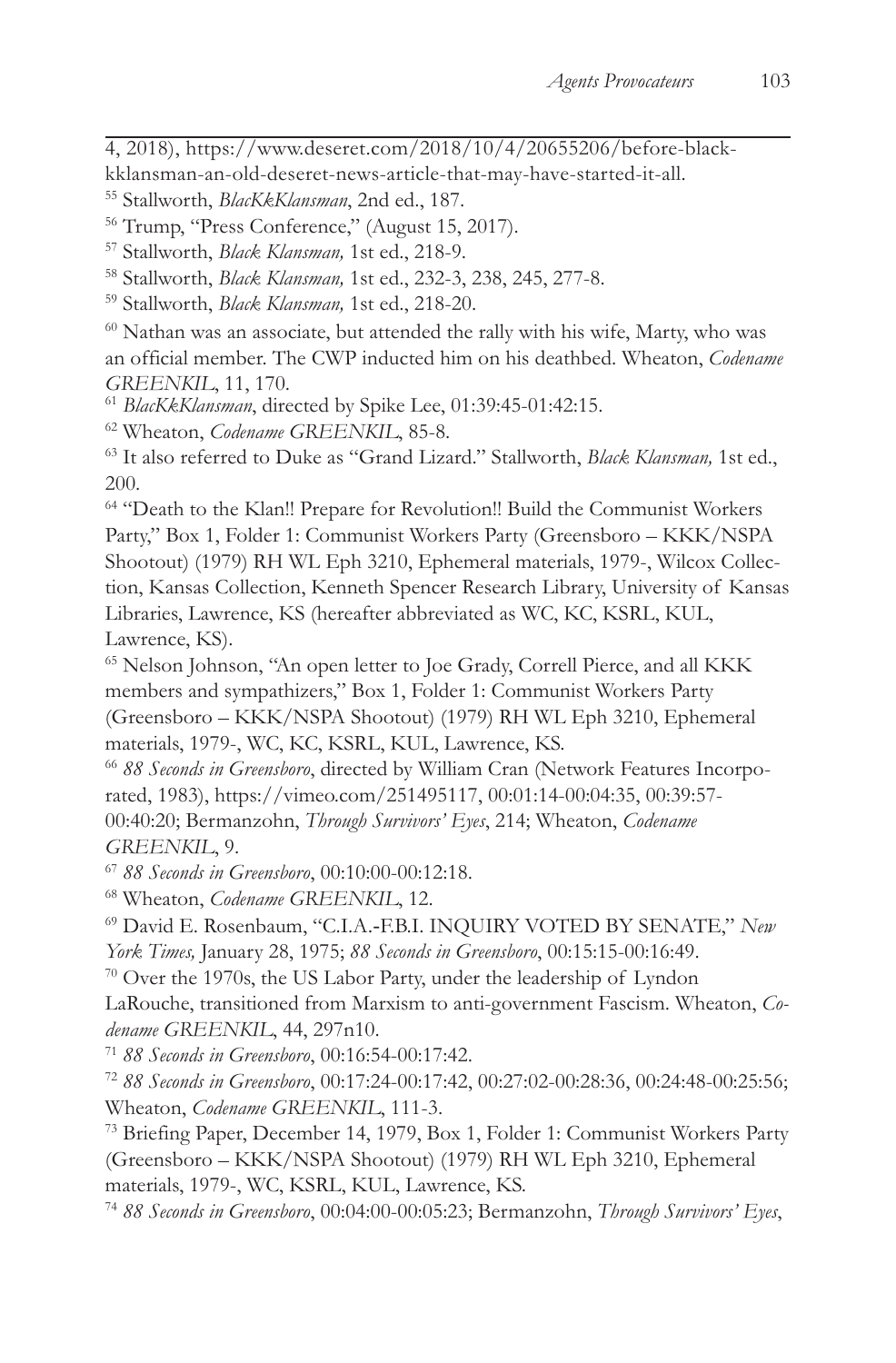4, 2018), https://www.deseret.com/2018/10/4/20655206/before-black-kklansman-an-old-deseret-news-article-that-may-have-started-it-all.

[55] Stallworth, *BlacKkKlansman*, 2nd ed., 187.

[56] Trump, "Press Conference," (August 15, 2017).

[57] Stallworth, *Black Klansman,* 1st ed., 218-9.

[58] Stallworth, *Black Klansman,* 1st ed., 232-3, 238, 245, 277-8.

[59] Stallworth, *Black Klansman,* 1st ed., 218-20.

[60] Nathan was an associate, but attended the rally with his wife, Marty, who was an official member. The CWP inducted him on his deathbed. Wheaton, *Codename GREENKIL*, 11, 170.

[61] *BlacKkKlansman*, directed by Spike Lee, 01:39:45-01:42:15.

[62] Wheaton, *Codename GREENKIL*, 85-8.

[63] It also referred to Duke as "Grand Lizard." Stallworth, *Black Klansman,* 1st ed., 200.

[64] "Death to the Klan!! Prepare for Revolution!! Build the Communist Workers Party," Box 1, Folder 1: Communist Workers Party (Greensboro – KKK/NSPA Shootout) (1979) RH WL Eph 3210, Ephemeral materials, 1979-, Wilcox Collection, Kansas Collection, Kenneth Spencer Research Library, University of Kansas Libraries, Lawrence, KS (hereafter abbreviated as WC, KC, KSRL, KUL, Lawrence, KS).

[65] Nelson Johnson, "An open letter to Joe Grady, Correll Pierce, and all KKK members and sympathizers," Box 1, Folder 1: Communist Workers Party (Greensboro – KKK/NSPA Shootout) (1979) RH WL Eph 3210, Ephemeral materials, 1979-, WC, KC, KSRL, KUL, Lawrence, KS.

[66] *88 Seconds in Greensboro*, directed by William Cran (Network Features Incorporated, 1983), https://vimeo.com/251495117, 00:01:14-00:04:35, 00:39:57-00:40:20; Bermanzohn, *Through Survivors' Eyes*, 214; Wheaton, *Codename GREENKIL*, 9.

[67] *88 Seconds in Greensboro*, 00:10:00-00:12:18.

[68] Wheaton, *Codename GREENKIL*, 12.

[69] David E. Rosenbaum, "C.I.A.-F.B.I. INQUIRY VOTED BY SENATE," *New York Times,* January 28, 1975; *88 Seconds in Greensboro*, 00:15:15-00:16:49.

[70] Over the 1970s, the US Labor Party, under the leadership of Lyndon LaRouche, transitioned from Marxism to anti-government Fascism. Wheaton, *Codename GREENKIL*, 44, 297n10.

[71] *88 Seconds in Greensboro*, 00:16:54-00:17:42.

[72] *88 Seconds in Greensboro*, 00:17:24-00:17:42, 00:27:02-00:28:36, 00:24:48-00:25:56; Wheaton, *Codename GREENKIL*, 111-3.

[73] Briefing Paper, December 14, 1979, Box 1, Folder 1: Communist Workers Party (Greensboro – KKK/NSPA Shootout) (1979) RH WL Eph 3210, Ephemeral materials, 1979-, WC, KSRL, KUL, Lawrence, KS.

[74] *88 Seconds in Greensboro*, 00:04:00-00:05:23; Bermanzohn, *Through Survivors' Eyes*,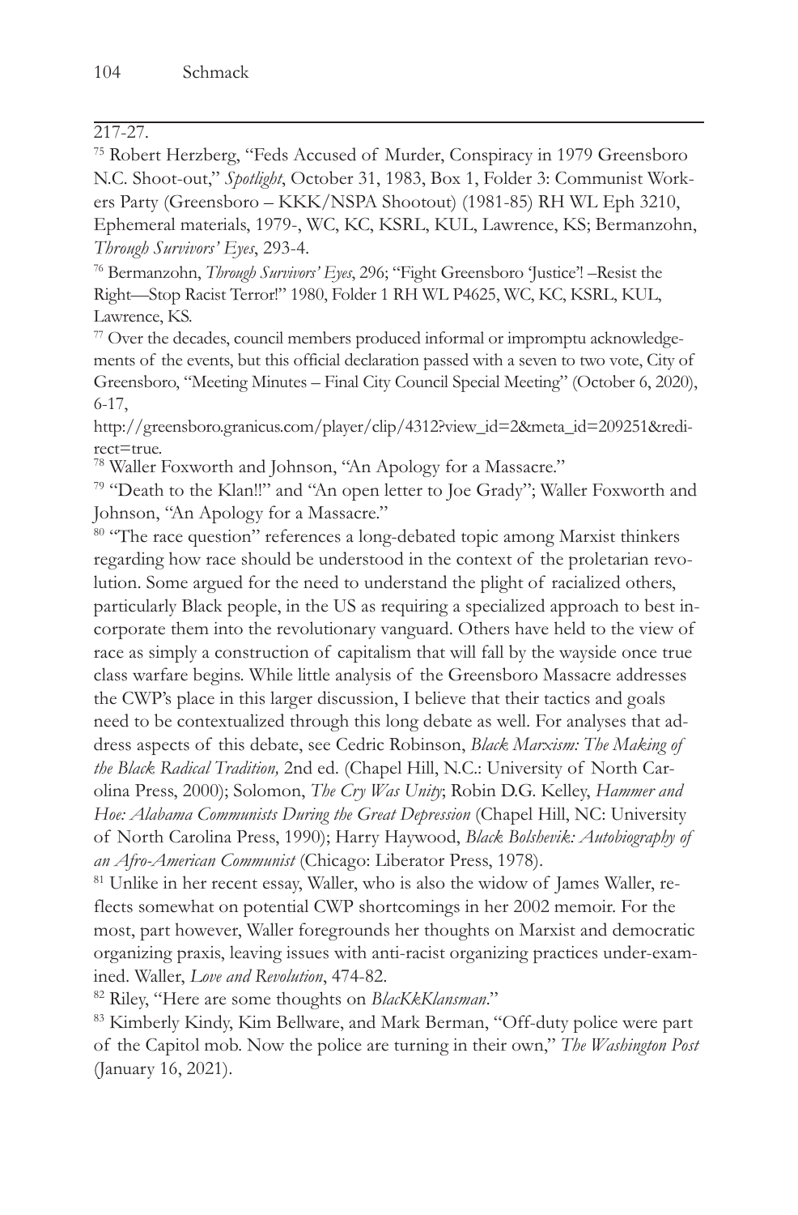217-27.

[75] Robert Herzberg, "Feds Accused of Murder, Conspiracy in 1979 Greensboro N.C. Shoot-out," *Spotlight*, October 31, 1983, Box 1, Folder 3: Communist Workers Party (Greensboro – KKK/NSPA Shootout) (1981-85) RH WL Eph 3210, Ephemeral materials, 1979-, WC, KC, KSRL, KUL, Lawrence, KS; Bermanzohn, *Through Survivors' Eyes*, 293-4.

[76] Bermanzohn, *Through Survivors' Eyes*, 296; "Fight Greensboro 'Justice'! –Resist the Right—Stop Racist Terror!" 1980, Folder 1 RH WL P4625, WC, KC, KSRL, KUL, Lawrence, KS.

[77] Over the decades, council members produced informal or impromptu acknowledgements of the events, but this official declaration passed with a seven to two vote, City of Greensboro, "Meeting Minutes – Final City Council Special Meeting" (October 6, 2020), 6-17, http://greensboro.granicus.com/player/clip/4312?view_id=2&meta_id=209251&redirect=true.

[78] Waller Foxworth and Johnson, "An Apology for a Massacre."

[79] "Death to the Klan!!" and "An open letter to Joe Grady"; Waller Foxworth and Johnson, "An Apology for a Massacre."

[80] "The race question" references a long-debated topic among Marxist thinkers regarding how race should be understood in the context of the proletarian revolution. Some argued for the need to understand the plight of racialized others, particularly Black people, in the US as requiring a specialized approach to best incorporate them into the revolutionary vanguard. Others have held to the view of race as simply a construction of capitalism that will fall by the wayside once true class warfare begins. While little analysis of the Greensboro Massacre addresses the CWP's place in this larger discussion, I believe that their tactics and goals need to be contextualized through this long debate as well. For analyses that address aspects of this debate, see Cedric Robinson, *Black Marxism: The Making of the Black Radical Tradition,* 2nd ed. (Chapel Hill, N.C.: University of North Carolina Press, 2000); Solomon, *The Cry Was Unity*; Robin D.G. Kelley, *Hammer and Hoe: Alabama Communists During the Great Depression* (Chapel Hill, NC: University of North Carolina Press, 1990); Harry Haywood, *Black Bolshevik: Autobiography of an Afro-American Communist* (Chicago: Liberator Press, 1978).

[81] Unlike in her recent essay, Waller, who is also the widow of James Waller, reflects somewhat on potential CWP shortcomings in her 2002 memoir. For the most, part however, Waller foregrounds her thoughts on Marxist and democratic organizing praxis, leaving issues with anti-racist organizing practices under-examined. Waller, *Love and Revolution*, 474-82.

[82] Riley, "Here are some thoughts on *BlacKkKlansman*."

[83] Kimberly Kindy, Kim Bellware, and Mark Berman, "Off-duty police were part of the Capitol mob. Now the police are turning in their own," *The Washington Post* (January 16, 2021).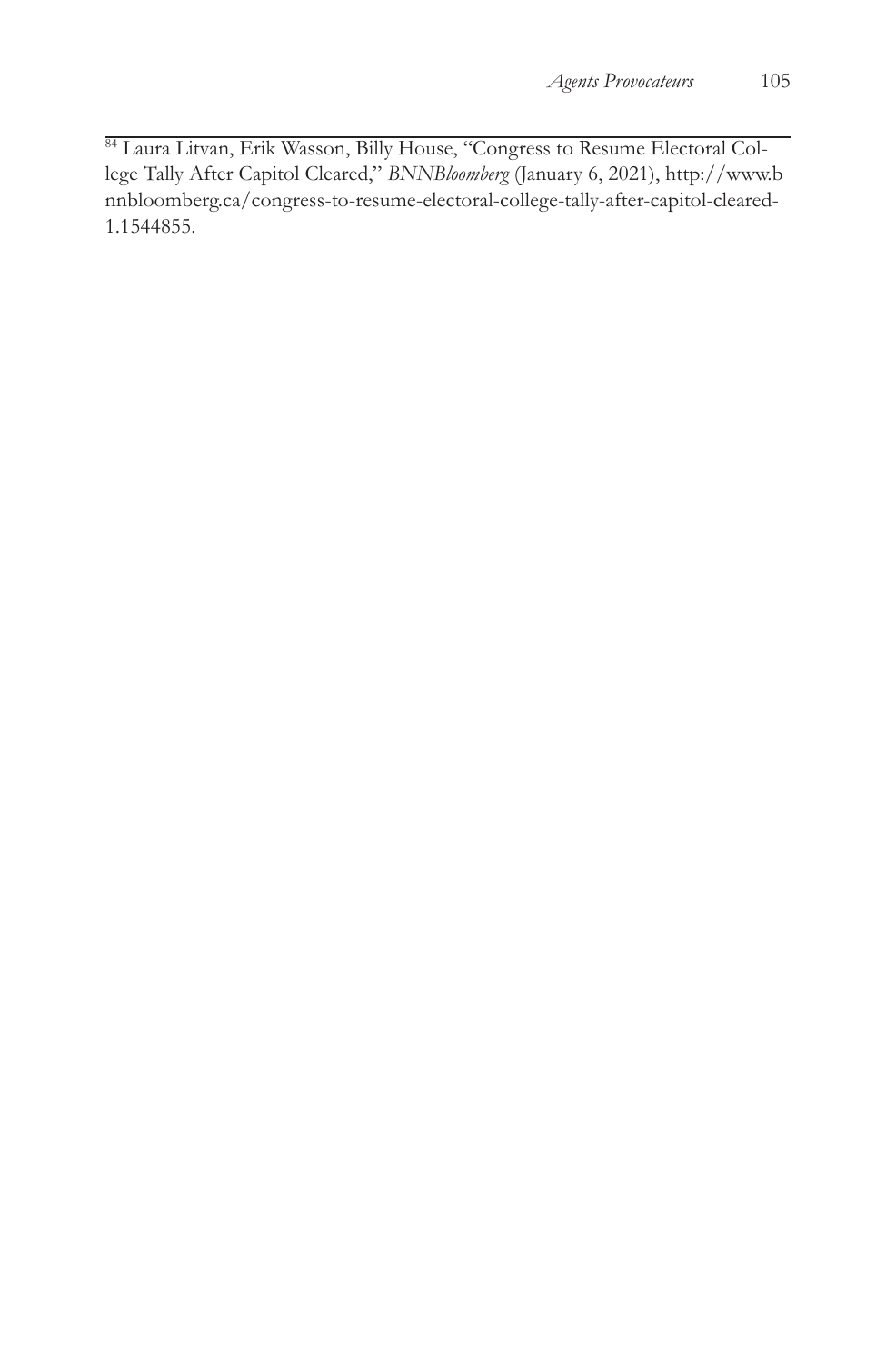[84] Laura Litvan, Erik Wasson, Billy House, "Congress to Resume Electoral College Tally After Capitol Cleared," *BNNBloomberg* (January 6, 2021), http://www.bnnbloomberg.ca/congress-to-resume-electoral-college-tally-after-capitol-cleared-1.1544855.